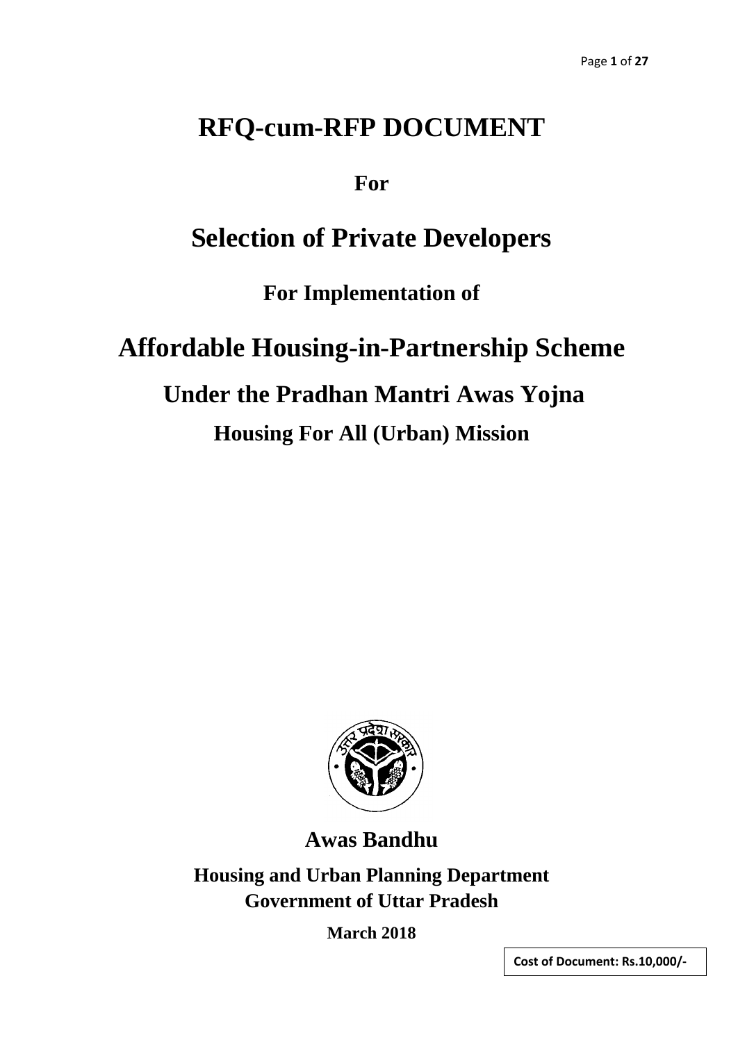# RFQ-cum-RFP DOCUMENT

**For**

# Selection of Private Developers

**For Implementation of**

# Affordable Housing-in-Partnership Scheme

## Under the Pradhan Mantri Awas Yojna

### Housing For All (Urban) Mission

**Awas Bandhu**

**Housing and Urban Planning Department**
**Government of Uttar Pradesh**

**March 2018**

**Cost of Document: Rs.10,000/-**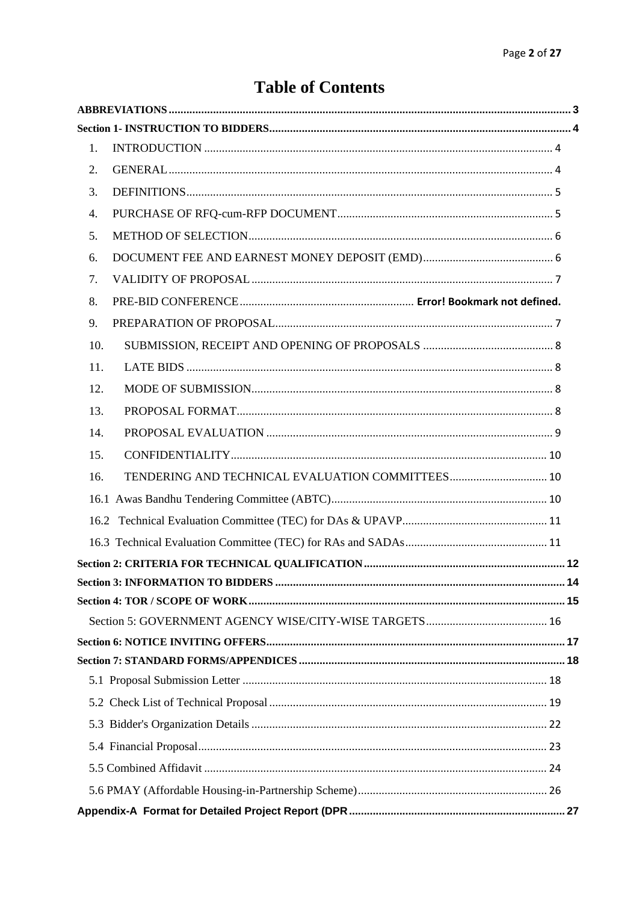# Table of Contents

**ABBREVIATIONS** .......... 3

**Section 1- INSTRUCTION TO BIDDERS** .......... 4

1. INTRODUCTION .......... 4
2. GENERAL .......... 4
3. DEFINITIONS .......... 5
4. PURCHASE OF RFQ-cum-RFP DOCUMENT .......... 5
5. METHOD OF SELECTION .......... 6
6. DOCUMENT FEE AND EARNEST MONEY DEPOSIT (EMD) .......... 6
7. VALIDITY OF PROPOSAL .......... 7
8. PRE-BID CONFERENCE .......... **Error! Bookmark not defined.**
9. PREPARATION OF PROPOSAL .......... 7
10. SUBMISSION, RECEIPT AND OPENING OF PROPOSALS .......... 8
11. LATE BIDS .......... 8
12. MODE OF SUBMISSION .......... 8
13. PROPOSAL FORMAT .......... 8
14. PROPOSAL EVALUATION .......... 9
15. CONFIDENTIALITY .......... 10
16. TENDERING AND TECHNICAL EVALUATION COMMITTEES .......... 10

16.1 Awas Bandhu Tendering Committee (ABTC) .......... 10

16.2 Technical Evaluation Committee (TEC) for DAs & UPAVP .......... 11

16.3 Technical Evaluation Committee (TEC) for RAs and SADAs .......... 11

**Section 2: CRITERIA FOR TECHNICAL QUALIFICATION** .......... 12

**Section 3: INFORMATION TO BIDDERS** .......... 14

**Section 4: TOR / SCOPE OF WORK** .......... 15

Section 5: GOVERNMENT AGENCY WISE/CITY-WISE TARGETS .......... 16

**Section 6: NOTICE INVITING OFFERS** .......... 17

**Section 7: STANDARD FORMS/APPENDICES** .......... 18

5.1 Proposal Submission Letter .......... 18

5.2 Check List of Technical Proposal .......... 19

5.3 Bidder's Organization Details .......... 22

5.4 Financial Proposal .......... 23

5.5 Combined Affidavit .......... 24

5.6 PMAY (Affordable Housing-in-Partnership Scheme) .......... 26

**Appendix-A Format for Detailed Project Report (DPR** .......... 27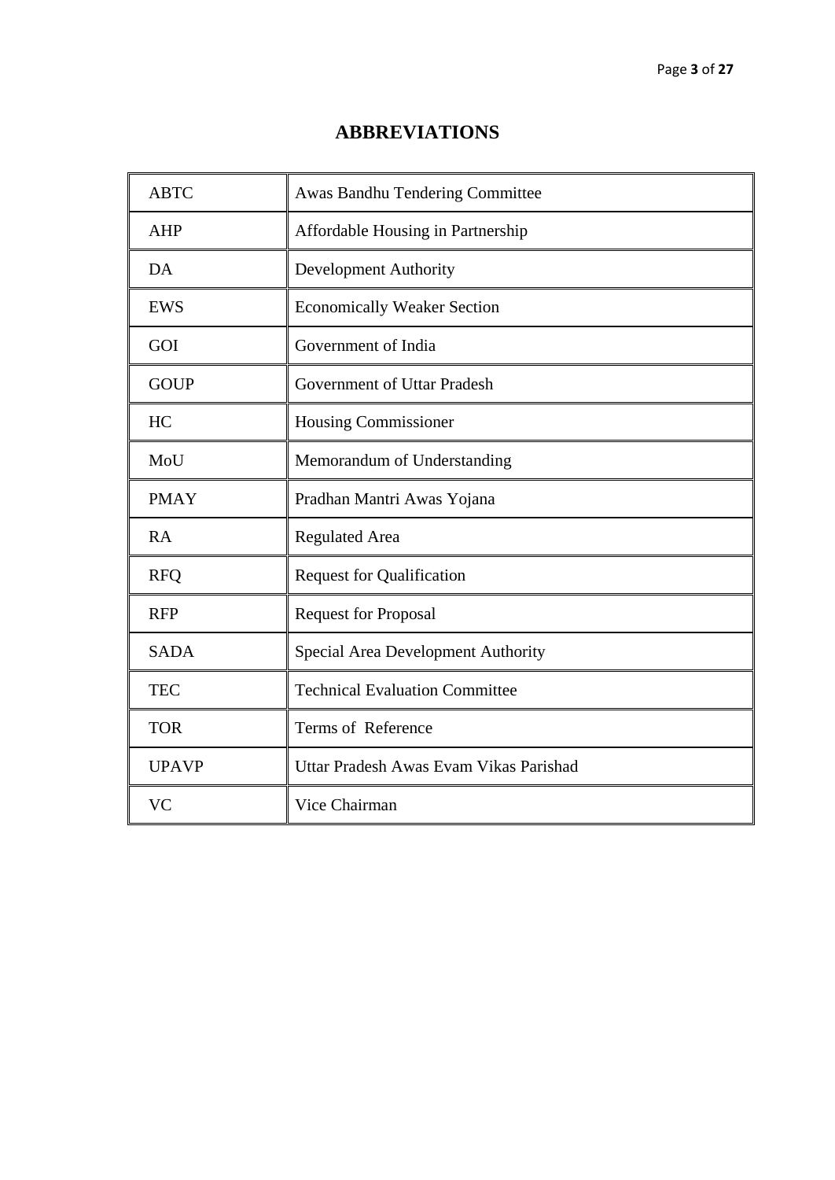# ABBREVIATIONS

| | |
|---|---|
| ABTC | Awas Bandhu Tendering Committee |
| AHP | Affordable Housing in Partnership |
| DA | Development Authority |
| EWS | Economically Weaker Section |
| GOI | Government of India |
| GOUP | Government of Uttar Pradesh |
| HC | Housing Commissioner |
| MoU | Memorandum of Understanding |
| PMAY | Pradhan Mantri Awas Yojana |
| RA | Regulated Area |
| RFQ | Request for Qualification |
| RFP | Request for Proposal |
| SADA | Special Area Development Authority |
| TEC | Technical Evaluation Committee |
| TOR | Terms of Reference |
| UPAVP | Uttar Pradesh Awas Evam Vikas Parishad |
| VC | Vice Chairman |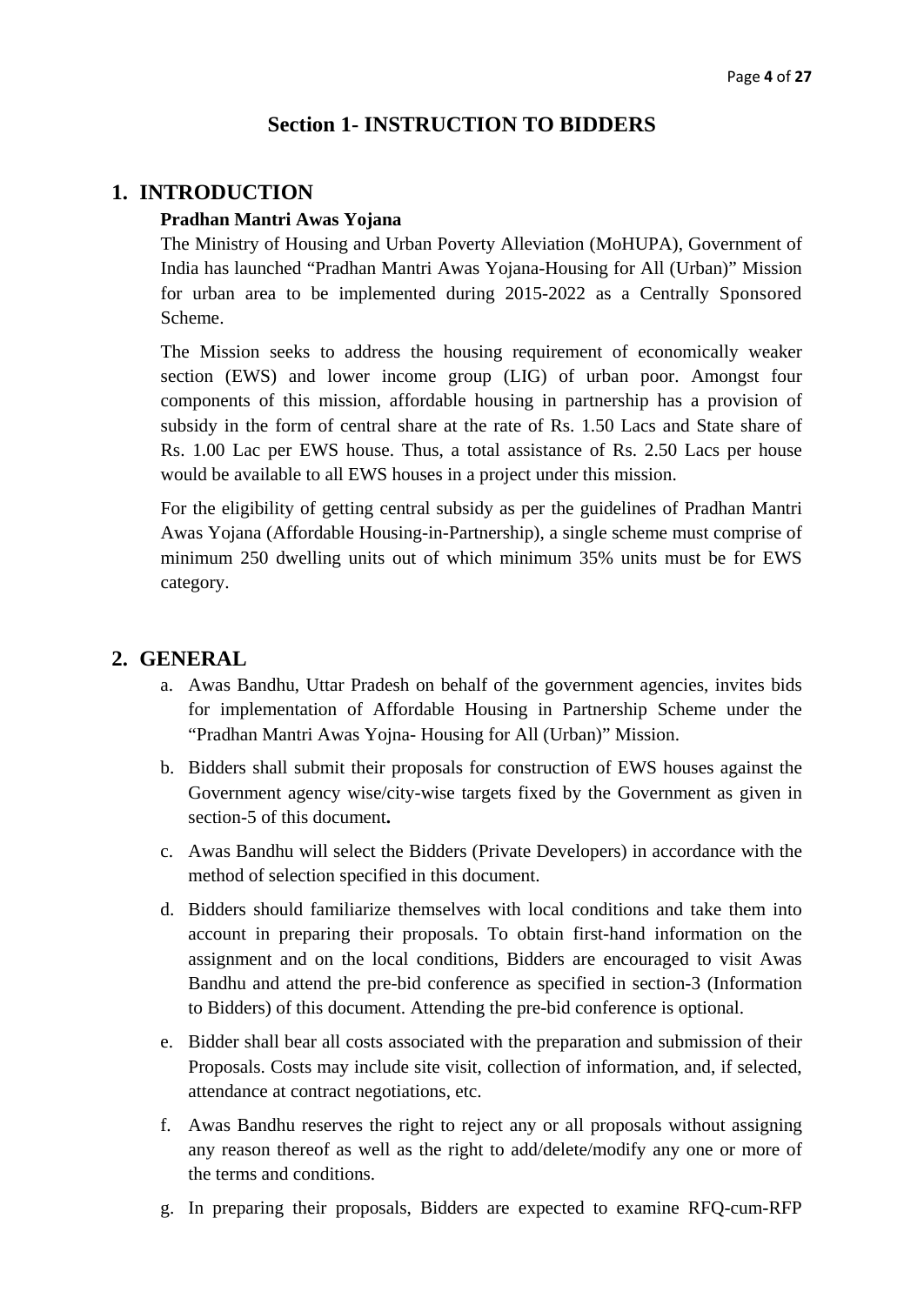## Section 1- INSTRUCTION TO BIDDERS

## 1. INTRODUCTION

**Pradhan Mantri Awas Yojana**

The Ministry of Housing and Urban Poverty Alleviation (MoHUPA), Government of India has launched "Pradhan Mantri Awas Yojana-Housing for All (Urban)" Mission for urban area to be implemented during 2015-2022 as a Centrally Sponsored Scheme.

The Mission seeks to address the housing requirement of economically weaker section (EWS) and lower income group (LIG) of urban poor. Amongst four components of this mission, affordable housing in partnership has a provision of subsidy in the form of central share at the rate of Rs. 1.50 Lacs and State share of Rs. 1.00 Lac per EWS house. Thus, a total assistance of Rs. 2.50 Lacs per house would be available to all EWS houses in a project under this mission.

For the eligibility of getting central subsidy as per the guidelines of Pradhan Mantri Awas Yojana (Affordable Housing-in-Partnership), a single scheme must comprise of minimum 250 dwelling units out of which minimum 35% units must be for EWS category.

## 2. GENERAL

a. Awas Bandhu, Uttar Pradesh on behalf of the government agencies, invites bids for implementation of Affordable Housing in Partnership Scheme under the "Pradhan Mantri Awas Yojna- Housing for All (Urban)" Mission.

b. Bidders shall submit their proposals for construction of EWS houses against the Government agency wise/city-wise targets fixed by the Government as given in section-5 of this document**.**

c. Awas Bandhu will select the Bidders (Private Developers) in accordance with the method of selection specified in this document.

d. Bidders should familiarize themselves with local conditions and take them into account in preparing their proposals. To obtain first-hand information on the assignment and on the local conditions, Bidders are encouraged to visit Awas Bandhu and attend the pre-bid conference as specified in section-3 (Information to Bidders) of this document. Attending the pre-bid conference is optional.

e. Bidder shall bear all costs associated with the preparation and submission of their Proposals. Costs may include site visit, collection of information, and, if selected, attendance at contract negotiations, etc.

f. Awas Bandhu reserves the right to reject any or all proposals without assigning any reason thereof as well as the right to add/delete/modify any one or more of the terms and conditions.

g. In preparing their proposals, Bidders are expected to examine RFQ-cum-RFP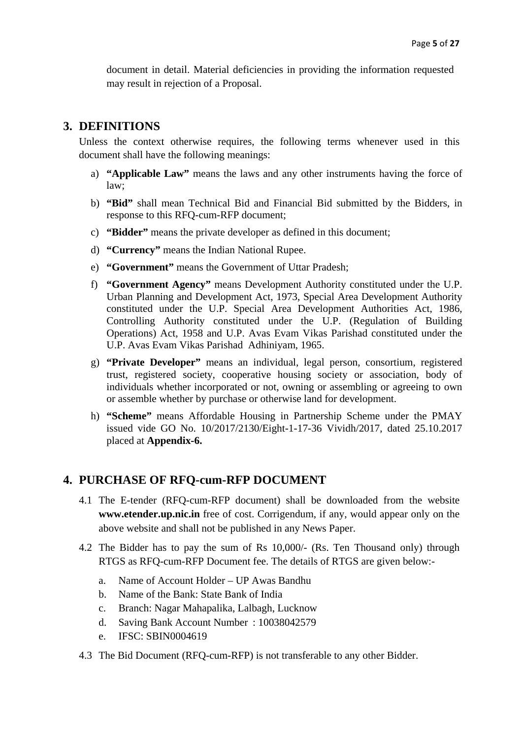document in detail. Material deficiencies in providing the information requested may result in rejection of a Proposal.

## 3. DEFINITIONS

Unless the context otherwise requires, the following terms whenever used in this document shall have the following meanings:

a) **"Applicable Law"** means the laws and any other instruments having the force of law;

b) **"Bid"** shall mean Technical Bid and Financial Bid submitted by the Bidders, in response to this RFQ-cum-RFP document;

c) **"Bidder"** means the private developer as defined in this document;

d) **"Currency"** means the Indian National Rupee.

e) **"Government"** means the Government of Uttar Pradesh;

f) **"Government Agency"** means Development Authority constituted under the U.P. Urban Planning and Development Act, 1973, Special Area Development Authority constituted under the U.P. Special Area Development Authorities Act, 1986, Controlling Authority constituted under the U.P. (Regulation of Building Operations) Act, 1958 and U.P. Avas Evam Vikas Parishad constituted under the U.P. Avas Evam Vikas Parishad Adhiniyam, 1965.

g) **"Private Developer"** means an individual, legal person, consortium, registered trust, registered society, cooperative housing society or association, body of individuals whether incorporated or not, owning or assembling or agreeing to own or assemble whether by purchase or otherwise land for development.

h) **"Scheme"** means Affordable Housing in Partnership Scheme under the PMAY issued vide GO No. 10/2017/2130/Eight-1-17-36 Vividh/2017, dated 25.10.2017 placed at **Appendix-6.**

## 4. PURCHASE OF RFQ-cum-RFP DOCUMENT

4.1 The E-tender (RFQ-cum-RFP document) shall be downloaded from the website **www.etender.up.nic.in** free of cost. Corrigendum, if any, would appear only on the above website and shall not be published in any News Paper.

4.2 The Bidder has to pay the sum of Rs 10,000/- (Rs. Ten Thousand only) through RTGS as RFQ-cum-RFP Document fee. The details of RTGS are given below:-

a. Name of Account Holder – UP Awas Bandhu
b. Name of the Bank: State Bank of India
c. Branch: Nagar Mahapalika, Lalbagh, Lucknow
d. Saving Bank Account Number : 10038042579
e. IFSC: SBIN0004619

4.3 The Bid Document (RFQ-cum-RFP) is not transferable to any other Bidder.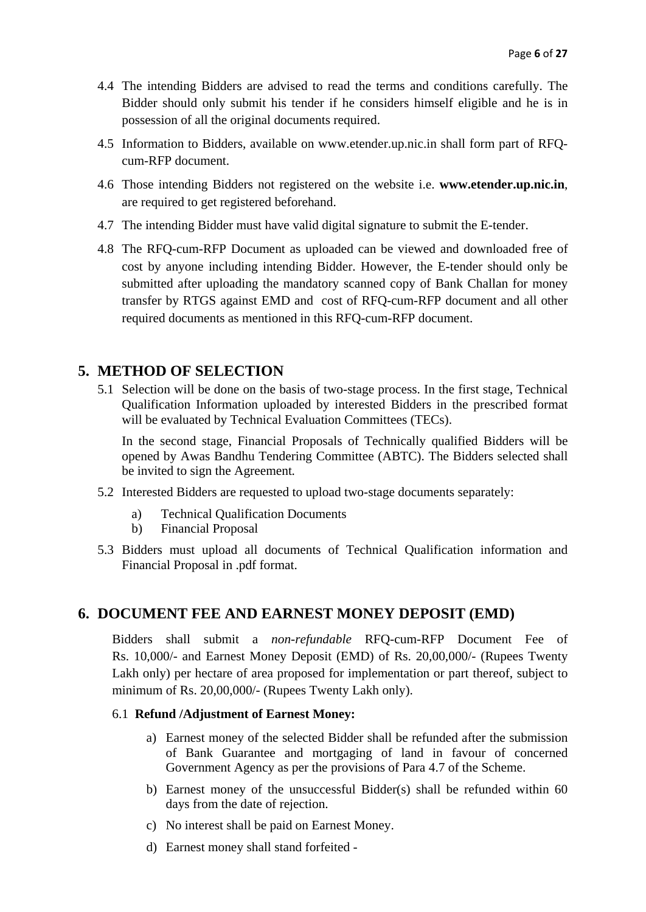4.4 The intending Bidders are advised to read the terms and conditions carefully. The Bidder should only submit his tender if he considers himself eligible and he is in possession of all the original documents required.

4.5 Information to Bidders, available on www.etender.up.nic.in shall form part of RFQ-cum-RFP document.

4.6 Those intending Bidders not registered on the website i.e. **www.etender.up.nic.in**, are required to get registered beforehand.

4.7 The intending Bidder must have valid digital signature to submit the E-tender.

4.8 The RFQ-cum-RFP Document as uploaded can be viewed and downloaded free of cost by anyone including intending Bidder. However, the E-tender should only be submitted after uploading the mandatory scanned copy of Bank Challan for money transfer by RTGS against EMD and cost of RFQ-cum-RFP document and all other required documents as mentioned in this RFQ-cum-RFP document.

## 5. METHOD OF SELECTION

5.1 Selection will be done on the basis of two-stage process. In the first stage, Technical Qualification Information uploaded by interested Bidders in the prescribed format will be evaluated by Technical Evaluation Committees (TECs).

In the second stage, Financial Proposals of Technically qualified Bidders will be opened by Awas Bandhu Tendering Committee (ABTC). The Bidders selected shall be invited to sign the Agreement.

5.2 Interested Bidders are requested to upload two-stage documents separately:

a) Technical Qualification Documents
b) Financial Proposal

5.3 Bidders must upload all documents of Technical Qualification information and Financial Proposal in .pdf format.

## 6. DOCUMENT FEE AND EARNEST MONEY DEPOSIT (EMD)

Bidders shall submit a *non-refundable* RFQ-cum-RFP Document Fee of Rs. 10,000/- and Earnest Money Deposit (EMD) of Rs. 20,00,000/- (Rupees Twenty Lakh only) per hectare of area proposed for implementation or part thereof, subject to minimum of Rs. 20,00,000/- (Rupees Twenty Lakh only).

6.1 **Refund /Adjustment of Earnest Money:**

a) Earnest money of the selected Bidder shall be refunded after the submission of Bank Guarantee and mortgaging of land in favour of concerned Government Agency as per the provisions of Para 4.7 of the Scheme.

b) Earnest money of the unsuccessful Bidder(s) shall be refunded within 60 days from the date of rejection.

c) No interest shall be paid on Earnest Money.

d) Earnest money shall stand forfeited -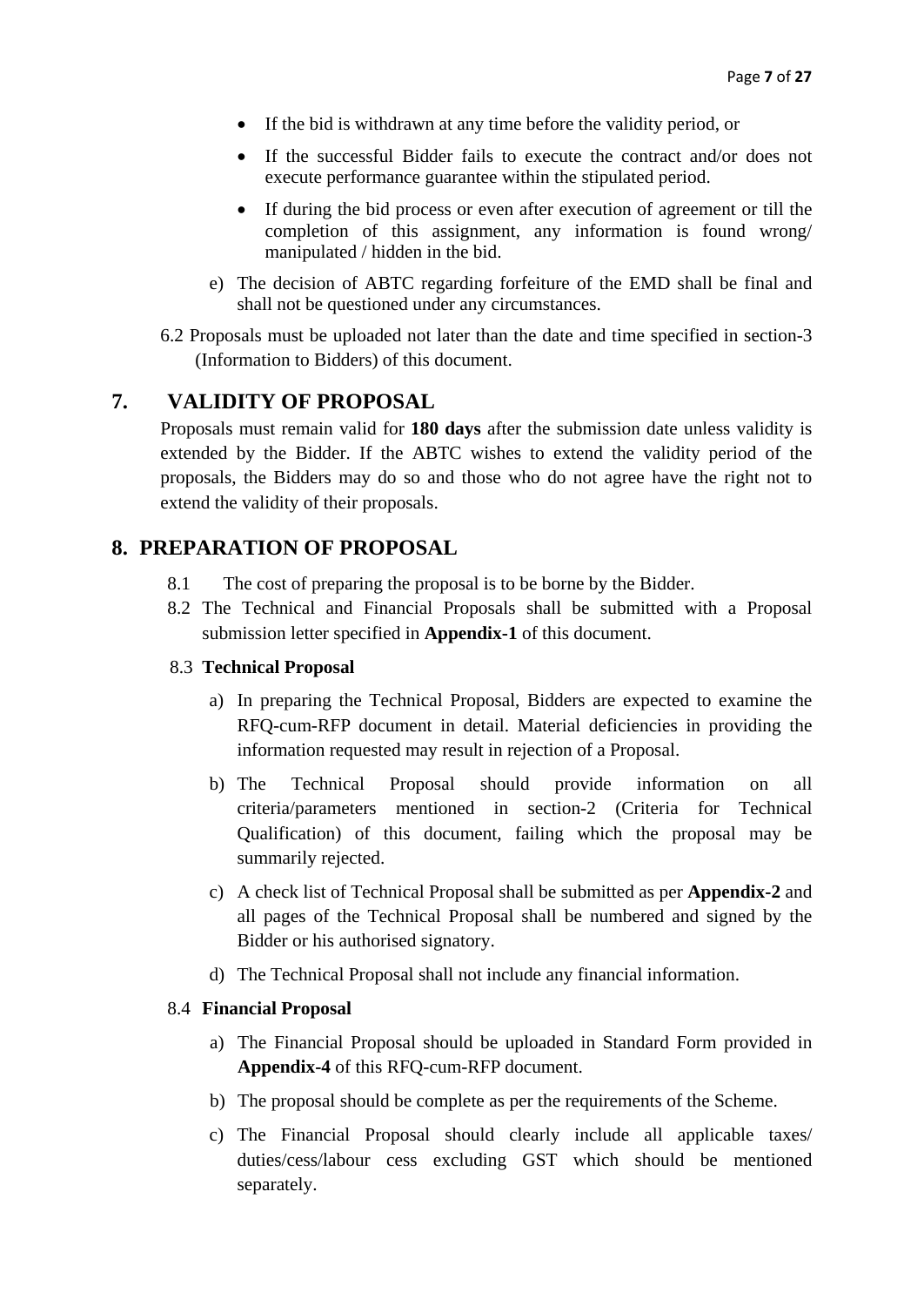- If the bid is withdrawn at any time before the validity period, or
- If the successful Bidder fails to execute the contract and/or does not execute performance guarantee within the stipulated period.
- If during the bid process or even after execution of agreement or till the completion of this assignment, any information is found wrong/ manipulated / hidden in the bid.

e) The decision of ABTC regarding forfeiture of the EMD shall be final and shall not be questioned under any circumstances.

6.2 Proposals must be uploaded not later than the date and time specified in section-3 (Information to Bidders) of this document.

## 7. VALIDITY OF PROPOSAL

Proposals must remain valid for **180 days** after the submission date unless validity is extended by the Bidder. If the ABTC wishes to extend the validity period of the proposals, the Bidders may do so and those who do not agree have the right not to extend the validity of their proposals.

## 8. PREPARATION OF PROPOSAL

8.1 The cost of preparing the proposal is to be borne by the Bidder.

8.2 The Technical and Financial Proposals shall be submitted with a Proposal submission letter specified in **Appendix-1** of this document.

### 8.3 Technical Proposal

a) In preparing the Technical Proposal, Bidders are expected to examine the RFQ-cum-RFP document in detail. Material deficiencies in providing the information requested may result in rejection of a Proposal.

b) The Technical Proposal should provide information on all criteria/parameters mentioned in section-2 (Criteria for Technical Qualification) of this document, failing which the proposal may be summarily rejected.

c) A check list of Technical Proposal shall be submitted as per **Appendix-2** and all pages of the Technical Proposal shall be numbered and signed by the Bidder or his authorised signatory.

d) The Technical Proposal shall not include any financial information.

### 8.4 Financial Proposal

a) The Financial Proposal should be uploaded in Standard Form provided in **Appendix-4** of this RFQ-cum-RFP document.

b) The proposal should be complete as per the requirements of the Scheme.

c) The Financial Proposal should clearly include all applicable taxes/ duties/cess/labour cess excluding GST which should be mentioned separately.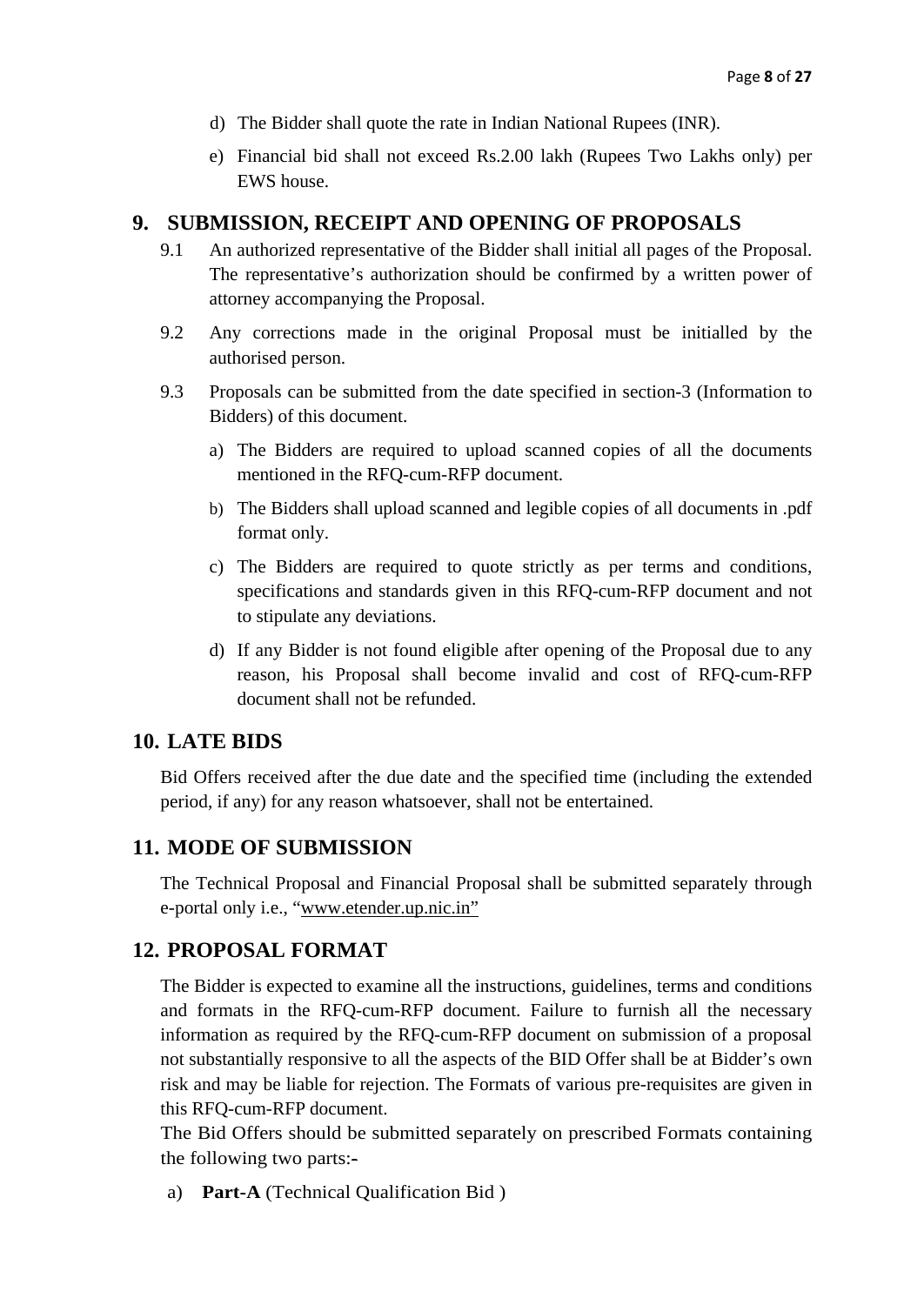d) The Bidder shall quote the rate in Indian National Rupees (INR).

e) Financial bid shall not exceed Rs.2.00 lakh (Rupees Two Lakhs only) per EWS house.

## 9. SUBMISSION, RECEIPT AND OPENING OF PROPOSALS

9.1 An authorized representative of the Bidder shall initial all pages of the Proposal. The representative's authorization should be confirmed by a written power of attorney accompanying the Proposal.

9.2 Any corrections made in the original Proposal must be initialled by the authorised person.

9.3 Proposals can be submitted from the date specified in section-3 (Information to Bidders) of this document.

a) The Bidders are required to upload scanned copies of all the documents mentioned in the RFQ-cum-RFP document.

b) The Bidders shall upload scanned and legible copies of all documents in .pdf format only.

c) The Bidders are required to quote strictly as per terms and conditions, specifications and standards given in this RFQ-cum-RFP document and not to stipulate any deviations.

d) If any Bidder is not found eligible after opening of the Proposal due to any reason, his Proposal shall become invalid and cost of RFQ-cum-RFP document shall not be refunded.

## 10. LATE BIDS

Bid Offers received after the due date and the specified time (including the extended period, if any) for any reason whatsoever, shall not be entertained.

## 11. MODE OF SUBMISSION

The Technical Proposal and Financial Proposal shall be submitted separately through e-portal only i.e., "www.etender.up.nic.in"

## 12. PROPOSAL FORMAT

The Bidder is expected to examine all the instructions, guidelines, terms and conditions and formats in the RFQ-cum-RFP document. Failure to furnish all the necessary information as required by the RFQ-cum-RFP document on submission of a proposal not substantially responsive to all the aspects of the BID Offer shall be at Bidder's own risk and may be liable for rejection. The Formats of various pre-requisites are given in this RFQ-cum-RFP document.

The Bid Offers should be submitted separately on prescribed Formats containing the following two parts:-

a) **Part-A** (Technical Qualification Bid )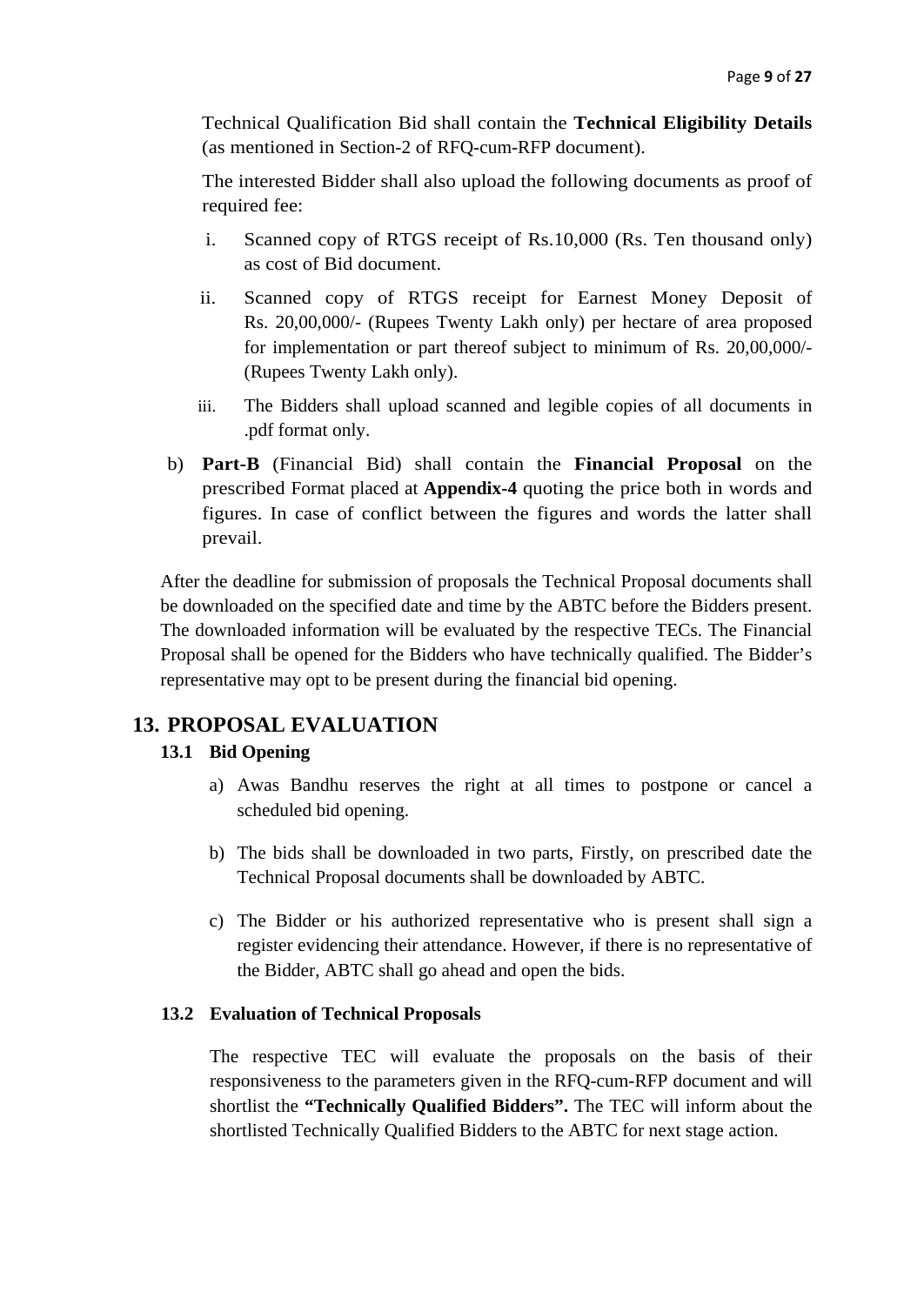Technical Qualification Bid shall contain the **Technical Eligibility Details** (as mentioned in Section-2 of RFQ-cum-RFP document).

The interested Bidder shall also upload the following documents as proof of required fee:

i. Scanned copy of RTGS receipt of Rs.10,000 (Rs. Ten thousand only) as cost of Bid document.

ii. Scanned copy of RTGS receipt for Earnest Money Deposit of Rs. 20,00,000/- (Rupees Twenty Lakh only) per hectare of area proposed for implementation or part thereof subject to minimum of Rs. 20,00,000/- (Rupees Twenty Lakh only).

iii. The Bidders shall upload scanned and legible copies of all documents in .pdf format only.

b) **Part-B** (Financial Bid) shall contain the **Financial Proposal** on the prescribed Format placed at **Appendix-4** quoting the price both in words and figures. In case of conflict between the figures and words the latter shall prevail.

After the deadline for submission of proposals the Technical Proposal documents shall be downloaded on the specified date and time by the ABTC before the Bidders present. The downloaded information will be evaluated by the respective TECs. The Financial Proposal shall be opened for the Bidders who have technically qualified. The Bidder's representative may opt to be present during the financial bid opening.

## 13. PROPOSAL EVALUATION

### 13.1 Bid Opening

a) Awas Bandhu reserves the right at all times to postpone or cancel a scheduled bid opening.

b) The bids shall be downloaded in two parts, Firstly, on prescribed date the Technical Proposal documents shall be downloaded by ABTC.

c) The Bidder or his authorized representative who is present shall sign a register evidencing their attendance. However, if there is no representative of the Bidder, ABTC shall go ahead and open the bids.

### 13.2 Evaluation of Technical Proposals

The respective TEC will evaluate the proposals on the basis of their responsiveness to the parameters given in the RFQ-cum-RFP document and will shortlist the **"Technically Qualified Bidders".** The TEC will inform about the shortlisted Technically Qualified Bidders to the ABTC for next stage action.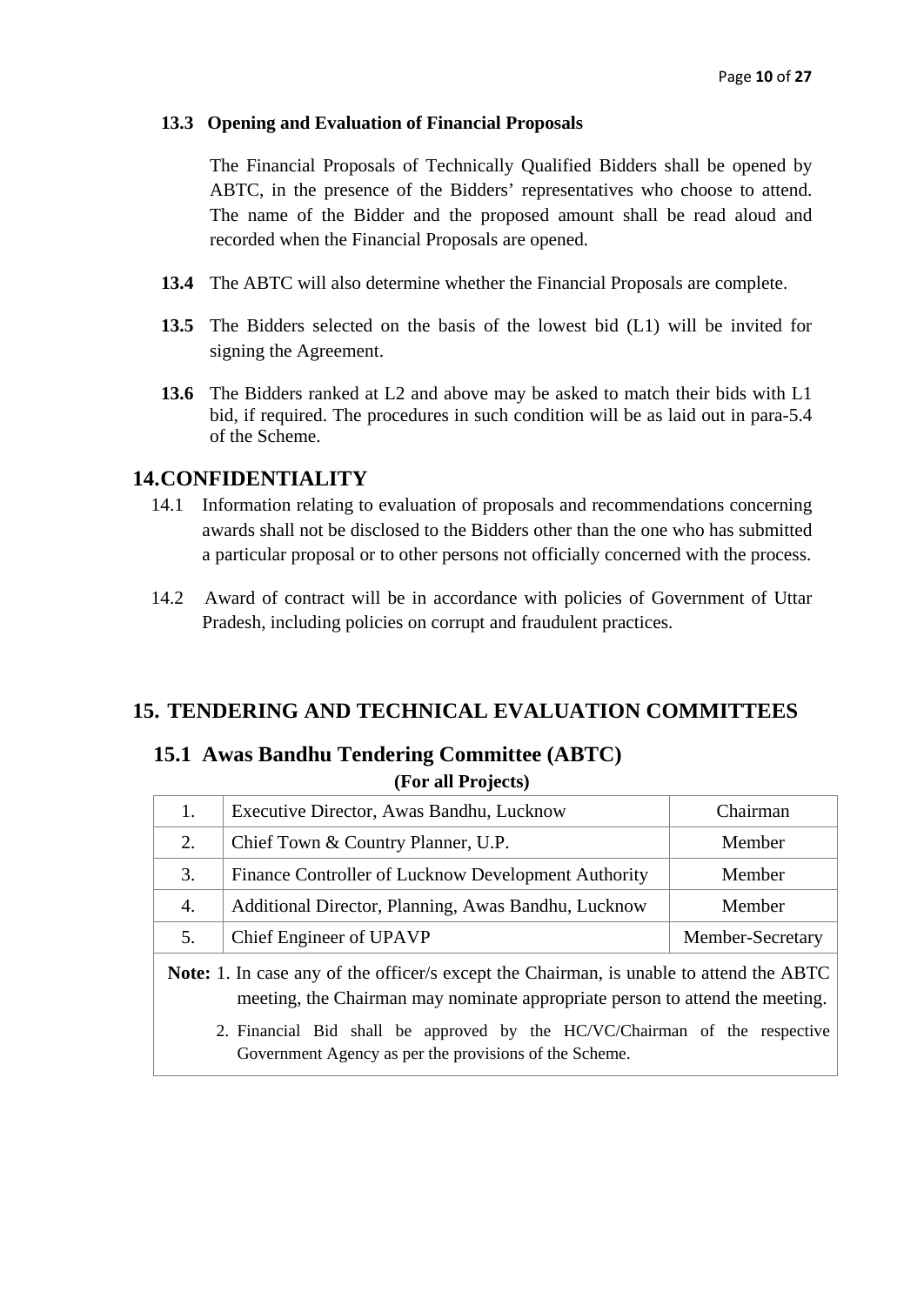**13.3 Opening and Evaluation of Financial Proposals**

The Financial Proposals of Technically Qualified Bidders shall be opened by ABTC, in the presence of the Bidders' representatives who choose to attend. The name of the Bidder and the proposed amount shall be read aloud and recorded when the Financial Proposals are opened.

**13.4** The ABTC will also determine whether the Financial Proposals are complete.

**13.5** The Bidders selected on the basis of the lowest bid (L1) will be invited for signing the Agreement.

**13.6** The Bidders ranked at L2 and above may be asked to match their bids with L1 bid, if required. The procedures in such condition will be as laid out in para-5.4 of the Scheme.

## 14. CONFIDENTIALITY

14.1 Information relating to evaluation of proposals and recommendations concerning awards shall not be disclosed to the Bidders other than the one who has submitted a particular proposal or to other persons not officially concerned with the process.

14.2 Award of contract will be in accordance with policies of Government of Uttar Pradesh, including policies on corrupt and fraudulent practices.

## 15. TENDERING AND TECHNICAL EVALUATION COMMITTEES

### 15.1 Awas Bandhu Tendering Committee (ABTC)

**(For all Projects)**

| | | |
|---|---|---|
| 1. | Executive Director, Awas Bandhu, Lucknow | Chairman |
| 2. | Chief Town & Country Planner, U.P. | Member |
| 3. | Finance Controller of Lucknow Development Authority | Member |
| 4. | Additional Director, Planning, Awas Bandhu, Lucknow | Member |
| 5. | Chief Engineer of UPAVP | Member-Secretary |

**Note:** 1. In case any of the officer/s except the Chairman, is unable to attend the ABTC meeting, the Chairman may nominate appropriate person to attend the meeting.

2. Financial Bid shall be approved by the HC/VC/Chairman of the respective Government Agency as per the provisions of the Scheme.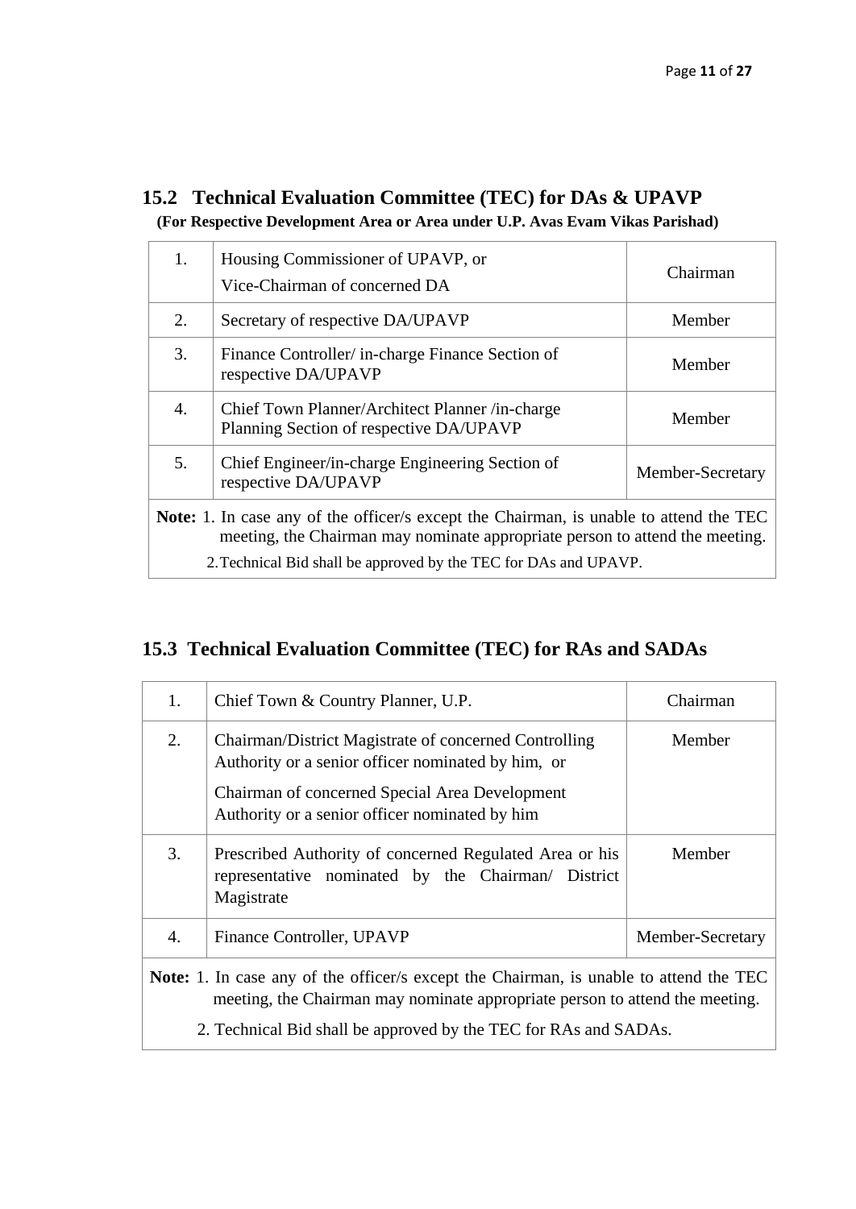## 15.2 Technical Evaluation Committee (TEC) for DAs & UPAVP

**(For Respective Development Area or Area under U.P. Avas Evam Vikas Parishad)**

| | | |
|---|---|---|
| 1. | Housing Commissioner of UPAVP, or<br>Vice-Chairman of concerned DA | Chairman |
| 2. | Secretary of respective DA/UPAVP | Member |
| 3. | Finance Controller/ in-charge Finance Section of respective DA/UPAVP | Member |
| 4. | Chief Town Planner/Architect Planner /in-charge Planning Section of respective DA/UPAVP | Member |
| 5. | Chief Engineer/in-charge Engineering Section of respective DA/UPAVP | Member-Secretary |

**Note:** 1. In case any of the officer/s except the Chairman, is unable to attend the TEC meeting, the Chairman may nominate appropriate person to attend the meeting.

2. Technical Bid shall be approved by the TEC for DAs and UPAVP.

## 15.3 Technical Evaluation Committee (TEC) for RAs and SADAs

| | | |
|---|---|---|
| 1. | Chief Town & Country Planner, U.P. | Chairman |
| 2. | Chairman/District Magistrate of concerned Controlling Authority or a senior officer nominated by him, or<br>Chairman of concerned Special Area Development Authority or a senior officer nominated by him | Member |
| 3. | Prescribed Authority of concerned Regulated Area or his representative nominated by the Chairman/ District Magistrate | Member |
| 4. | Finance Controller, UPAVP | Member-Secretary |

**Note:** 1. In case any of the officer/s except the Chairman, is unable to attend the TEC meeting, the Chairman may nominate appropriate person to attend the meeting.

2. Technical Bid shall be approved by the TEC for RAs and SADAs.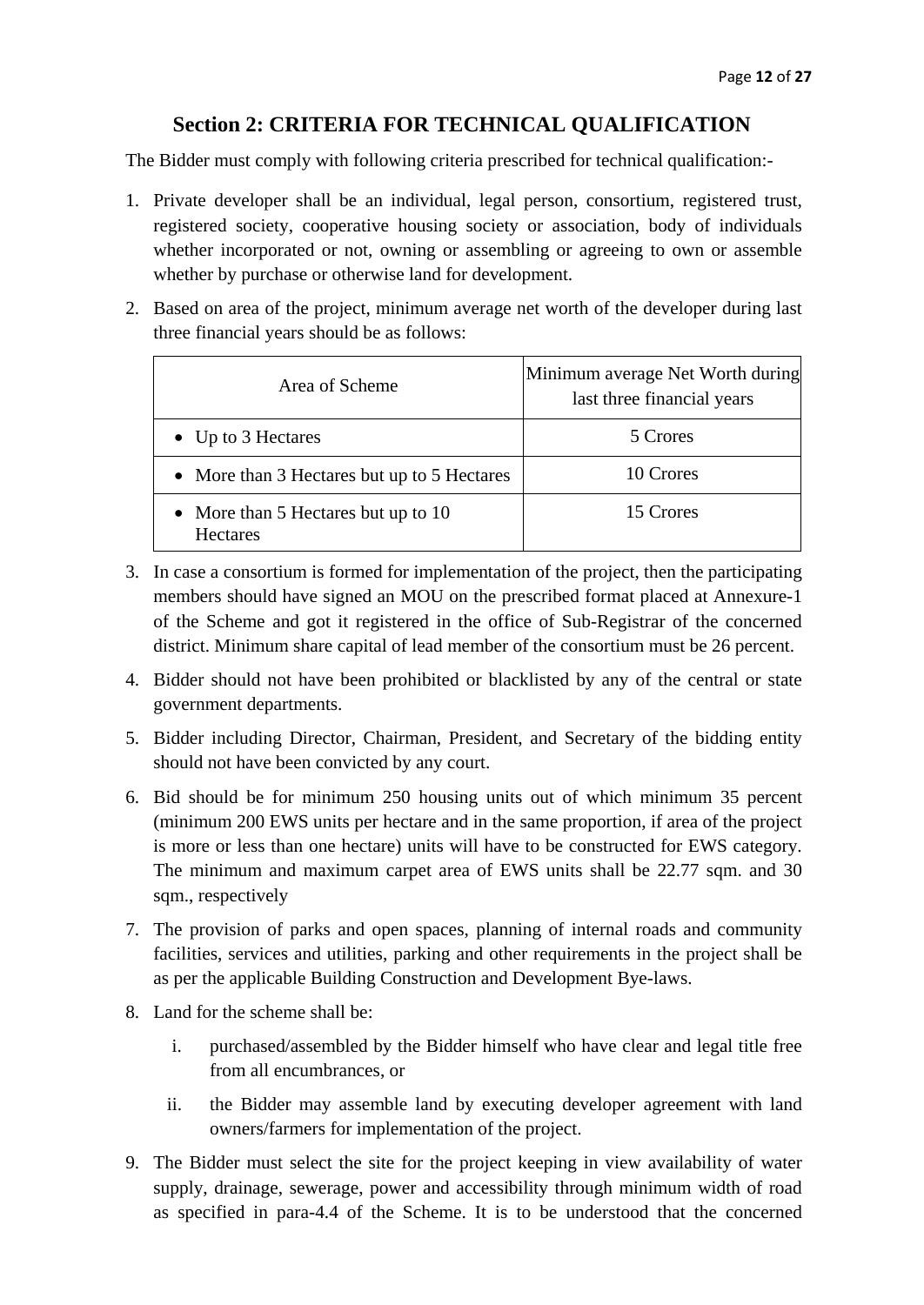## Section 2: CRITERIA FOR TECHNICAL QUALIFICATION

The Bidder must comply with following criteria prescribed for technical qualification:-

1. Private developer shall be an individual, legal person, consortium, registered trust, registered society, cooperative housing society or association, body of individuals whether incorporated or not, owning or assembling or agreeing to own or assemble whether by purchase or otherwise land for development.

2. Based on area of the project, minimum average net worth of the developer during last three financial years should be as follows:

| Area of Scheme | Minimum average Net Worth during last three financial years |
|---|---|
| • Up to 3 Hectares | 5 Crores |
| • More than 3 Hectares but up to 5 Hectares | 10 Crores |
| • More than 5 Hectares but up to 10 Hectares | 15 Crores |

3. In case a consortium is formed for implementation of the project, then the participating members should have signed an MOU on the prescribed format placed at Annexure-1 of the Scheme and got it registered in the office of Sub-Registrar of the concerned district. Minimum share capital of lead member of the consortium must be 26 percent.

4. Bidder should not have been prohibited or blacklisted by any of the central or state government departments.

5. Bidder including Director, Chairman, President, and Secretary of the bidding entity should not have been convicted by any court.

6. Bid should be for minimum 250 housing units out of which minimum 35 percent (minimum 200 EWS units per hectare and in the same proportion, if area of the project is more or less than one hectare) units will have to be constructed for EWS category. The minimum and maximum carpet area of EWS units shall be 22.77 sqm. and 30 sqm., respectively

7. The provision of parks and open spaces, planning of internal roads and community facilities, services and utilities, parking and other requirements in the project shall be as per the applicable Building Construction and Development Bye-laws.

8. Land for the scheme shall be:

   i. purchased/assembled by the Bidder himself who have clear and legal title free from all encumbrances, or

   ii. the Bidder may assemble land by executing developer agreement with land owners/farmers for implementation of the project.

9. The Bidder must select the site for the project keeping in view availability of water supply, drainage, sewerage, power and accessibility through minimum width of road as specified in para-4.4 of the Scheme. It is to be understood that the concerned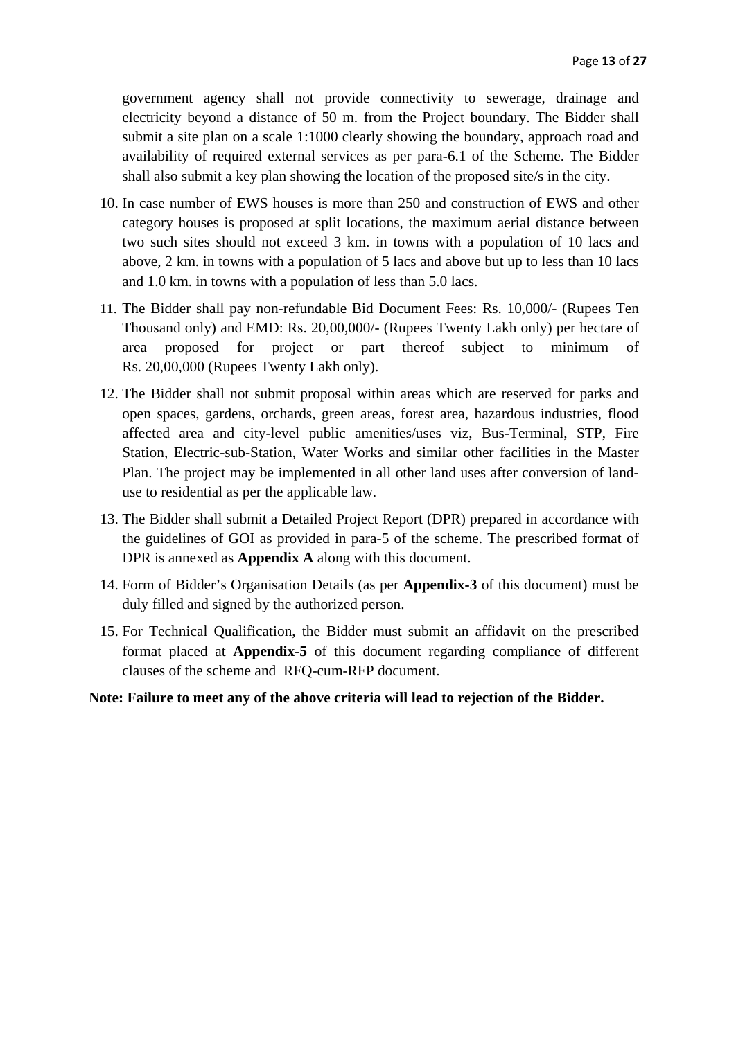government agency shall not provide connectivity to sewerage, drainage and electricity beyond a distance of 50 m. from the Project boundary. The Bidder shall submit a site plan on a scale 1:1000 clearly showing the boundary, approach road and availability of required external services as per para-6.1 of the Scheme. The Bidder shall also submit a key plan showing the location of the proposed site/s in the city.

10. In case number of EWS houses is more than 250 and construction of EWS and other category houses is proposed at split locations, the maximum aerial distance between two such sites should not exceed 3 km. in towns with a population of 10 lacs and above, 2 km. in towns with a population of 5 lacs and above but up to less than 10 lacs and 1.0 km. in towns with a population of less than 5.0 lacs.

11. The Bidder shall pay non-refundable Bid Document Fees: Rs. 10,000/- (Rupees Ten Thousand only) and EMD: Rs. 20,00,000/- (Rupees Twenty Lakh only) per hectare of area proposed for project or part thereof subject to minimum of Rs. 20,00,000 (Rupees Twenty Lakh only).

12. The Bidder shall not submit proposal within areas which are reserved for parks and open spaces, gardens, orchards, green areas, forest area, hazardous industries, flood affected area and city-level public amenities/uses viz, Bus-Terminal, STP, Fire Station, Electric-sub-Station, Water Works and similar other facilities in the Master Plan. The project may be implemented in all other land uses after conversion of land-use to residential as per the applicable law.

13. The Bidder shall submit a Detailed Project Report (DPR) prepared in accordance with the guidelines of GOI as provided in para-5 of the scheme. The prescribed format of DPR is annexed as **Appendix A** along with this document.

14. Form of Bidder's Organisation Details (as per **Appendix-3** of this document) must be duly filled and signed by the authorized person.

15. For Technical Qualification, the Bidder must submit an affidavit on the prescribed format placed at **Appendix-5** of this document regarding compliance of different clauses of the scheme and RFQ-cum-RFP document.

**Note: Failure to meet any of the above criteria will lead to rejection of the Bidder.**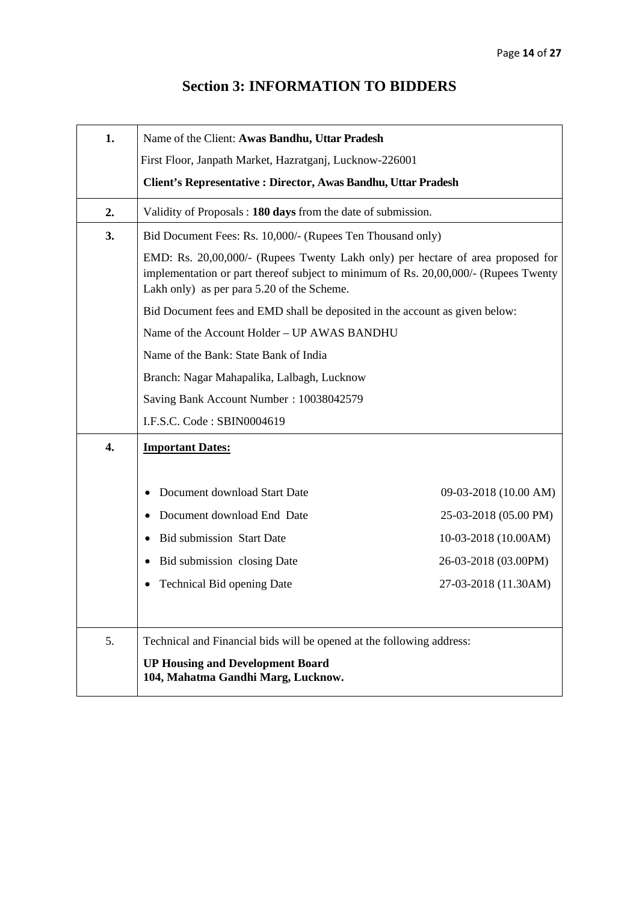# Section 3: INFORMATION TO BIDDERS

| | |
|---|---|
| **1.** | Name of the Client: **Awas Bandhu, Uttar Pradesh**<br>First Floor, Janpath Market, Hazratganj, Lucknow-226001<br>**Client's Representative : Director, Awas Bandhu, Uttar Pradesh** |
| **2.** | Validity of Proposals : **180 days** from the date of submission. |
| **3.** | Bid Document Fees: Rs. 10,000/- (Rupees Ten Thousand only)<br>EMD: Rs. 20,00,000/- (Rupees Twenty Lakh only) per hectare of area proposed for implementation or part thereof subject to minimum of Rs. 20,00,000/- (Rupees Twenty Lakh only) as per para 5.20 of the Scheme.<br>Bid Document fees and EMD shall be deposited in the account as given below:<br>Name of the Account Holder – UP AWAS BANDHU<br>Name of the Bank: State Bank of India<br>Branch: Nagar Mahapalika, Lalbagh, Lucknow<br>Saving Bank Account Number : 10038042579<br>I.F.S.C. Code : SBIN0004619 |
| **4.** | **Important Dates:**<br>• Document download Start Date — 09-03-2018 (10.00 AM)<br>• Document download End Date — 25-03-2018 (05.00 PM)<br>• Bid submission Start Date — 10-03-2018 (10.00AM)<br>• Bid submission closing Date — 26-03-2018 (03.00PM)<br>• Technical Bid opening Date — 27-03-2018 (11.30AM) |
| 5. | Technical and Financial bids will be opened at the following address:<br>**UP Housing and Development Board**<br>**104, Mahatma Gandhi Marg, Lucknow.** |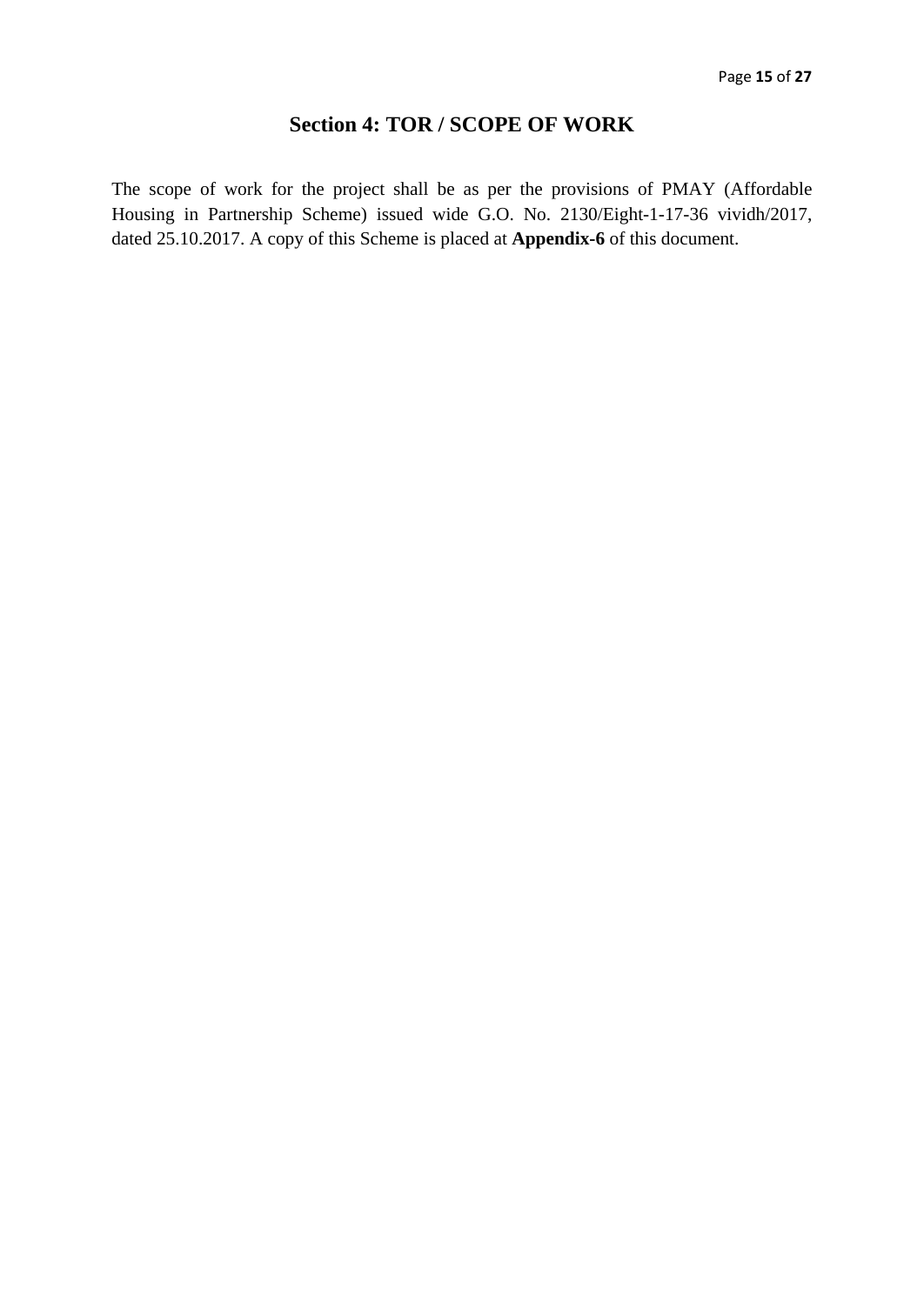## Section 4: TOR / SCOPE OF WORK

The scope of work for the project shall be as per the provisions of PMAY (Affordable Housing in Partnership Scheme) issued wide G.O. No. 2130/Eight-1-17-36 vividh/2017, dated 25.10.2017. A copy of this Scheme is placed at **Appendix-6** of this document.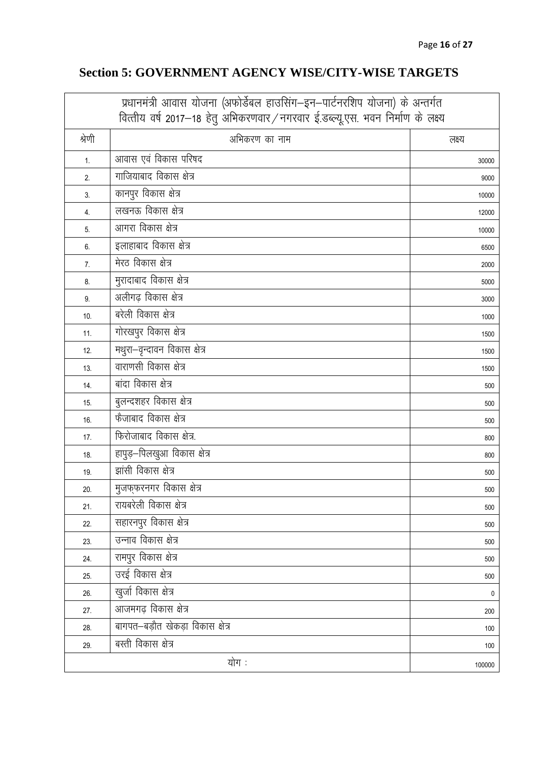## Section 5: GOVERNMENT AGENCY WISE/CITY-WISE TARGETS

| प्रधानमंत्री आवास योजना (अफोर्डेबल हाउसिंग–इन–पार्टनरशिप योजना) के अन्तर्गत वित्तीय वर्ष 2017–18 हेतु अभिकरणवार/नगरवार ई.डब्ल्यू.एस. भवन निर्माण के लक्ष्य | | |
|---|---|---|
| श्रेणी | अभिकरण का नाम | लक्ष्य |
| 1. | आवास एवं विकास परिषद | 30000 |
| 2. | गाजियाबाद विकास क्षेत्र | 9000 |
| 3. | कानपुर विकास क्षेत्र | 10000 |
| 4. | लखनऊ विकास क्षेत्र | 12000 |
| 5. | आगरा विकास क्षेत्र | 10000 |
| 6. | इलाहाबाद विकास क्षेत्र | 6500 |
| 7. | मेरठ विकास क्षेत्र | 2000 |
| 8. | मुरादाबाद विकास क्षेत्र | 5000 |
| 9. | अलीगढ़ विकास क्षेत्र | 3000 |
| 10. | बरेली विकास क्षेत्र | 1000 |
| 11. | गोरखपुर विकास क्षेत्र | 1500 |
| 12. | मथुरा–वृन्दावन विकास क्षेत्र | 1500 |
| 13. | वाराणसी विकास क्षेत्र | 1500 |
| 14. | बांदा विकास क्षेत्र | 500 |
| 15. | बुलन्दशहर विकास क्षेत्र | 500 |
| 16. | फैजाबाद विकास क्षेत्र | 500 |
| 17. | फिरोजाबाद विकास क्षेत्र. | 800 |
| 18. | हापुड़–पिलखुआ विकास क्षेत्र | 800 |
| 19. | झांसी विकास क्षेत्र | 500 |
| 20. | मुजफ्फरनगर विकास क्षेत्र | 500 |
| 21. | रायबरेली विकास क्षेत्र | 500 |
| 22. | सहारनपुर विकास क्षेत्र | 500 |
| 23. | उन्नाव विकास क्षेत्र | 500 |
| 24. | रामपुर विकास क्षेत्र | 500 |
| 25. | उरई विकास क्षेत्र | 500 |
| 26. | खुर्जा विकास क्षेत्र | 0 |
| 27. | आजमगढ़ विकास क्षेत्र | 200 |
| 28. | बागपत–बड़ौत खेकड़ा विकास क्षेत्र | 100 |
| 29. | बस्ती विकास क्षेत्र | 100 |
| | योग : | 100000 |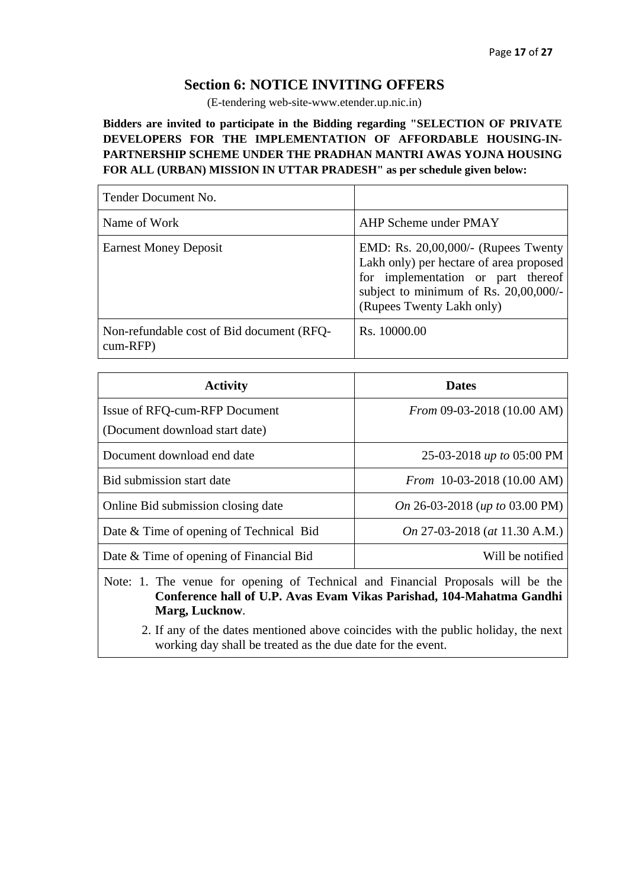## Section 6: NOTICE INVITING OFFERS

(E-tendering web-site-www.etender.up.nic.in)

**Bidders are invited to participate in the Bidding regarding "SELECTION OF PRIVATE DEVELOPERS FOR THE IMPLEMENTATION OF AFFORDABLE HOUSING-IN-PARTNERSHIP SCHEME UNDER THE PRADHAN MANTRI AWAS YOJNA HOUSING FOR ALL (URBAN) MISSION IN UTTAR PRADESH" as per schedule given below:**

| | |
|---|---|
| Tender Document No. | |
| Name of Work | AHP Scheme under PMAY |
| Earnest Money Deposit | EMD: Rs. 20,00,000/- (Rupees Twenty Lakh only) per hectare of area proposed for implementation or part thereof subject to minimum of Rs. 20,00,000/- (Rupees Twenty Lakh only) |
| Non-refundable cost of Bid document (RFQ-cum-RFP) | Rs. 10000.00 |

| Activity | Dates |
|---|---|
| Issue of RFQ-cum-RFP Document (Document download start date) | *From* 09-03-2018 (10.00 AM) |
| Document download end date | 25-03-2018 *up to* 05:00 PM |
| Bid submission start date | *From* 10-03-2018 (10.00 AM) |
| Online Bid submission closing date | *On* 26-03-2018 (*up to* 03.00 PM) |
| Date & Time of opening of Technical Bid | *On* 27-03-2018 (*at* 11.30 A.M.) |
| Date & Time of opening of Financial Bid | Will be notified |

Note:
1. The venue for opening of Technical and Financial Proposals will be the **Conference hall of U.P. Avas Evam Vikas Parishad, 104-Mahatma Gandhi Marg, Lucknow**.
2. If any of the dates mentioned above coincides with the public holiday, the next working day shall be treated as the due date for the event.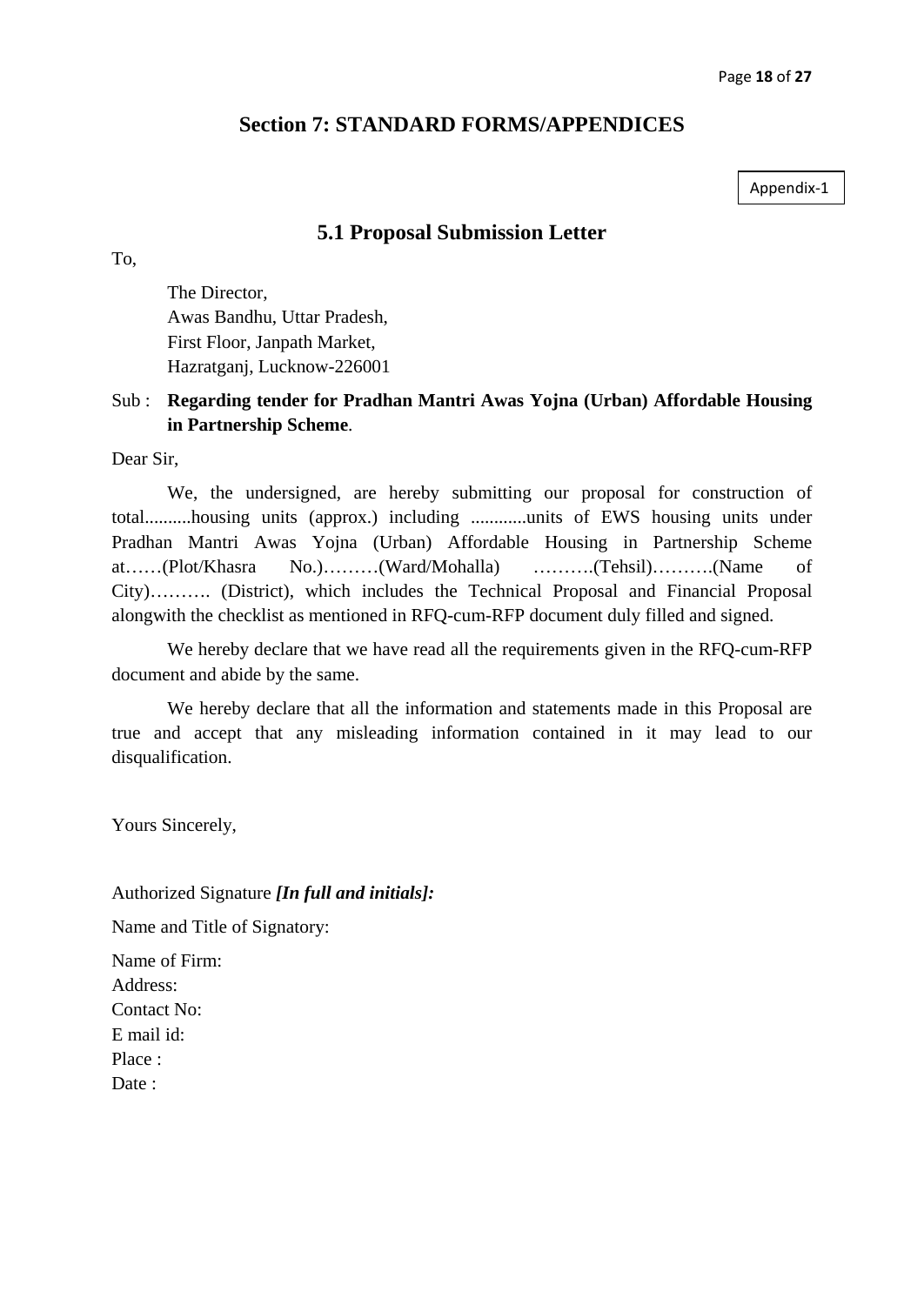## Section 7: STANDARD FORMS/APPENDICES

Appendix-1

### 5.1 Proposal Submission Letter

To,

The Director,
Awas Bandhu, Uttar Pradesh,
First Floor, Janpath Market,
Hazratganj, Lucknow-226001

Sub : **Regarding tender for Pradhan Mantri Awas Yojna (Urban) Affordable Housing in Partnership Scheme**.

Dear Sir,

We, the undersigned, are hereby submitting our proposal for construction of total..........housing units (approx.) including ............units of EWS housing units under Pradhan Mantri Awas Yojna (Urban) Affordable Housing in Partnership Scheme at……(Plot/Khasra No.)………(Ward/Mohalla) ……….(Tehsil)……….(Name of City)………. (District), which includes the Technical Proposal and Financial Proposal alongwith the checklist as mentioned in RFQ-cum-RFP document duly filled and signed.

We hereby declare that we have read all the requirements given in the RFQ-cum-RFP document and abide by the same.

We hereby declare that all the information and statements made in this Proposal are true and accept that any misleading information contained in it may lead to our disqualification.

Yours Sincerely,

Authorized Signature ***[In full and initials]:***

Name and Title of Signatory:

Name of Firm:
Address:
Contact No:
E mail id:
Place :
Date :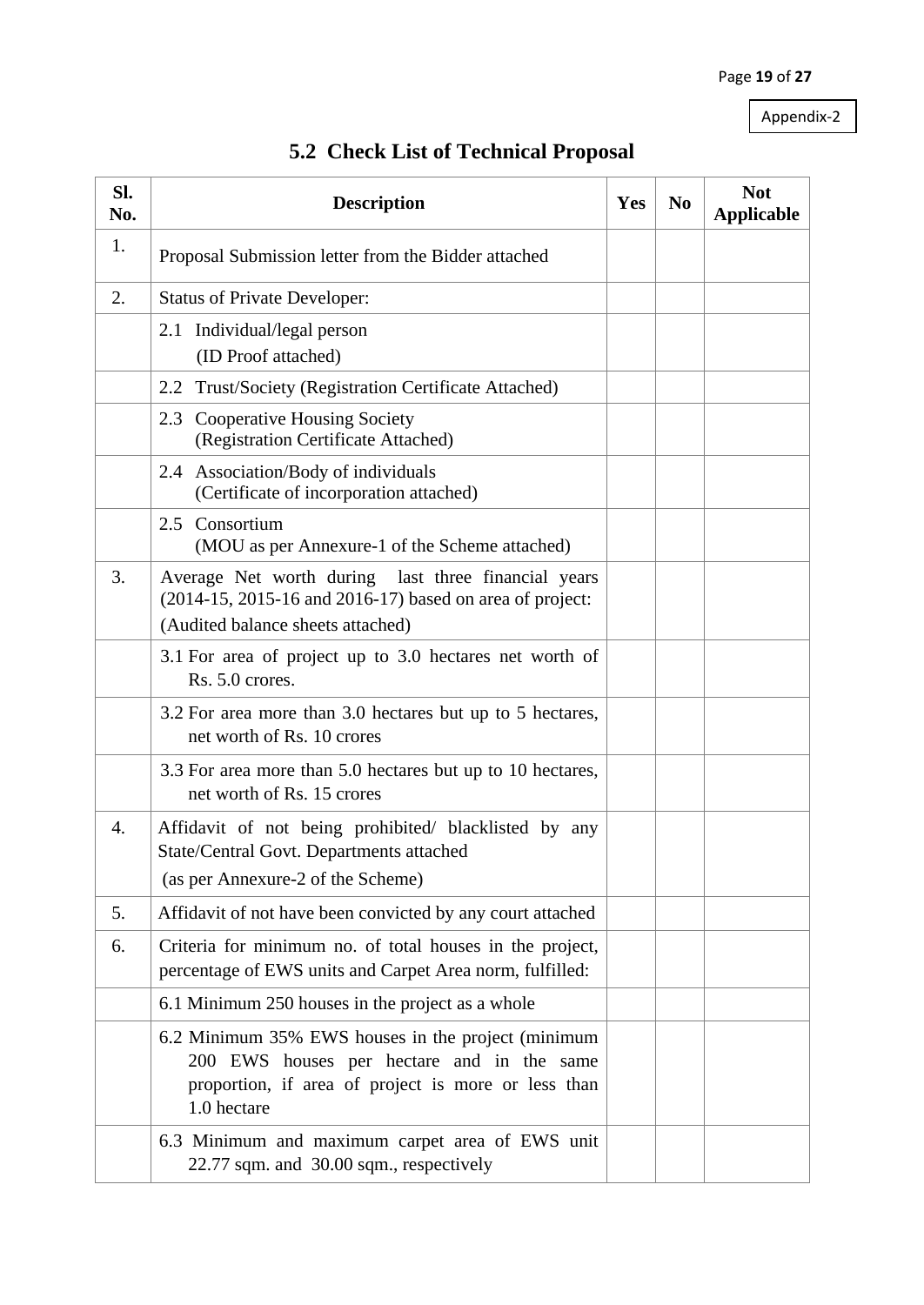Appendix-2

## 5.2 Check List of Technical Proposal

| Sl. No. | Description | Yes | No | Not Applicable |
|---|---|---|---|---|
| 1. | Proposal Submission letter from the Bidder attached | | | |
| 2. | Status of Private Developer: | | | |
| | 2.1 Individual/legal person (ID Proof attached) | | | |
| | 2.2 Trust/Society (Registration Certificate Attached) | | | |
| | 2.3 Cooperative Housing Society (Registration Certificate Attached) | | | |
| | 2.4 Association/Body of individuals (Certificate of incorporation attached) | | | |
| | 2.5 Consortium (MOU as per Annexure-1 of the Scheme attached) | | | |
| 3. | Average Net worth during last three financial years (2014-15, 2015-16 and 2016-17) based on area of project: (Audited balance sheets attached) | | | |
| | 3.1 For area of project up to 3.0 hectares net worth of Rs. 5.0 crores. | | | |
| | 3.2 For area more than 3.0 hectares but up to 5 hectares, net worth of Rs. 10 crores | | | |
| | 3.3 For area more than 5.0 hectares but up to 10 hectares, net worth of Rs. 15 crores | | | |
| 4. | Affidavit of not being prohibited/ blacklisted by any State/Central Govt. Departments attached (as per Annexure-2 of the Scheme) | | | |
| 5. | Affidavit of not have been convicted by any court attached | | | |
| 6. | Criteria for minimum no. of total houses in the project, percentage of EWS units and Carpet Area norm, fulfilled: | | | |
| | 6.1 Minimum 250 houses in the project as a whole | | | |
| | 6.2 Minimum 35% EWS houses in the project (minimum 200 EWS houses per hectare and in the same proportion, if area of project is more or less than 1.0 hectare | | | |
| | 6.3 Minimum and maximum carpet area of EWS unit 22.77 sqm. and 30.00 sqm., respectively | | | |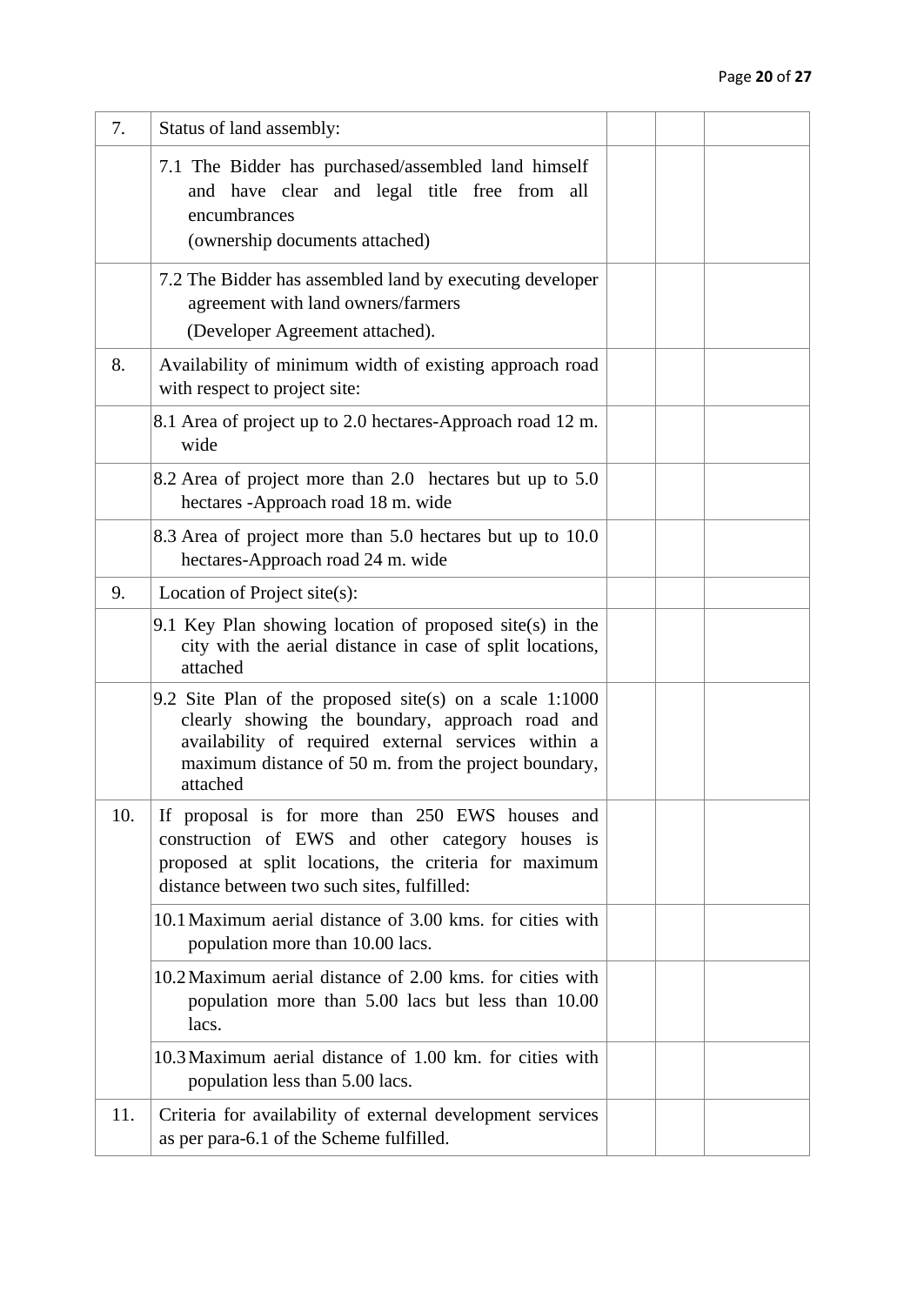| 7. | Status of land assembly: | | | |
|---|---|---|---|---|
| | 7.1 The Bidder has purchased/assembled land himself and have clear and legal title free from all encumbrances (ownership documents attached) | | | |
| | 7.2 The Bidder has assembled land by executing developer agreement with land owners/farmers (Developer Agreement attached). | | | |
| 8. | Availability of minimum width of existing approach road with respect to project site: | | | |
| | 8.1 Area of project up to 2.0 hectares-Approach road 12 m. wide | | | |
| | 8.2 Area of project more than 2.0 hectares but up to 5.0 hectares -Approach road 18 m. wide | | | |
| | 8.3 Area of project more than 5.0 hectares but up to 10.0 hectares-Approach road 24 m. wide | | | |
| 9. | Location of Project site(s): | | | |
| | 9.1 Key Plan showing location of proposed site(s) in the city with the aerial distance in case of split locations, attached | | | |
| | 9.2 Site Plan of the proposed site(s) on a scale 1:1000 clearly showing the boundary, approach road and availability of required external services within a maximum distance of 50 m. from the project boundary, attached | | | |
| 10. | If proposal is for more than 250 EWS houses and construction of EWS and other category houses is proposed at split locations, the criteria for maximum distance between two such sites, fulfilled: | | | |
| | 10.1 Maximum aerial distance of 3.00 kms. for cities with population more than 10.00 lacs. | | | |
| | 10.2 Maximum aerial distance of 2.00 kms. for cities with population more than 5.00 lacs but less than 10.00 lacs. | | | |
| | 10.3 Maximum aerial distance of 1.00 km. for cities with population less than 5.00 lacs. | | | |
| 11. | Criteria for availability of external development services as per para-6.1 of the Scheme fulfilled. | | | |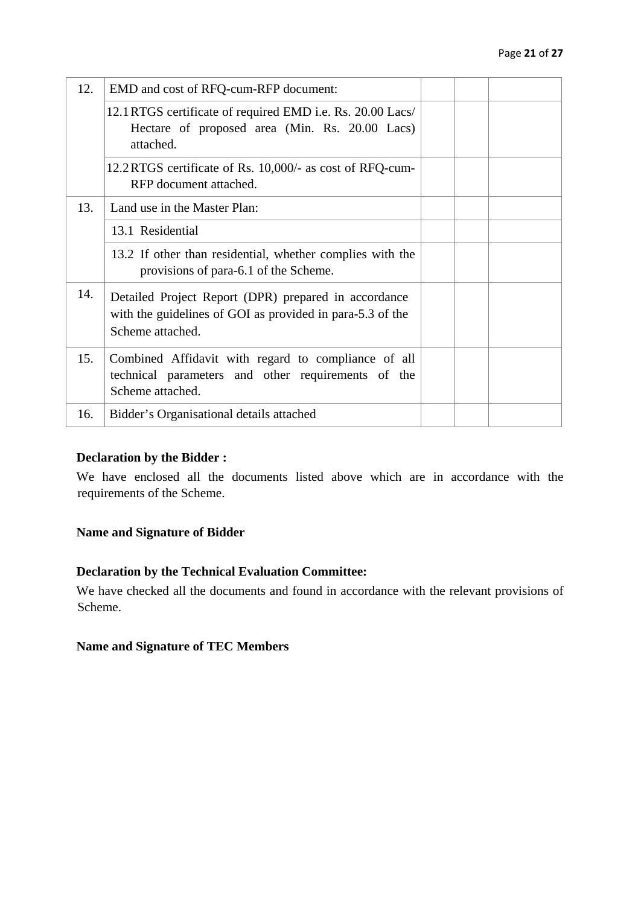| | | | | |
|---|---|---|---|---|
| 12. | EMD and cost of RFQ-cum-RFP document: | | | |
| | 12.1 RTGS certificate of required EMD i.e. Rs. 20.00 Lacs/ Hectare of proposed area (Min. Rs. 20.00 Lacs) attached. | | | |
| | 12.2 RTGS certificate of Rs. 10,000/- as cost of RFQ-cum-RFP document attached. | | | |
| 13. | Land use in the Master Plan: | | | |
| | 13.1 Residential | | | |
| | 13.2 If other than residential, whether complies with the provisions of para-6.1 of the Scheme. | | | |
| 14. | Detailed Project Report (DPR) prepared in accordance with the guidelines of GOI as provided in para-5.3 of the Scheme attached. | | | |
| 15. | Combined Affidavit with regard to compliance of all technical parameters and other requirements of the Scheme attached. | | | |
| 16. | Bidder's Organisational details attached | | | |

**Declaration by the Bidder :**

We have enclosed all the documents listed above which are in accordance with the requirements of the Scheme.

**Name and Signature of Bidder**

**Declaration by the Technical Evaluation Committee:**

We have checked all the documents and found in accordance with the relevant provisions of Scheme.

**Name and Signature of TEC Members**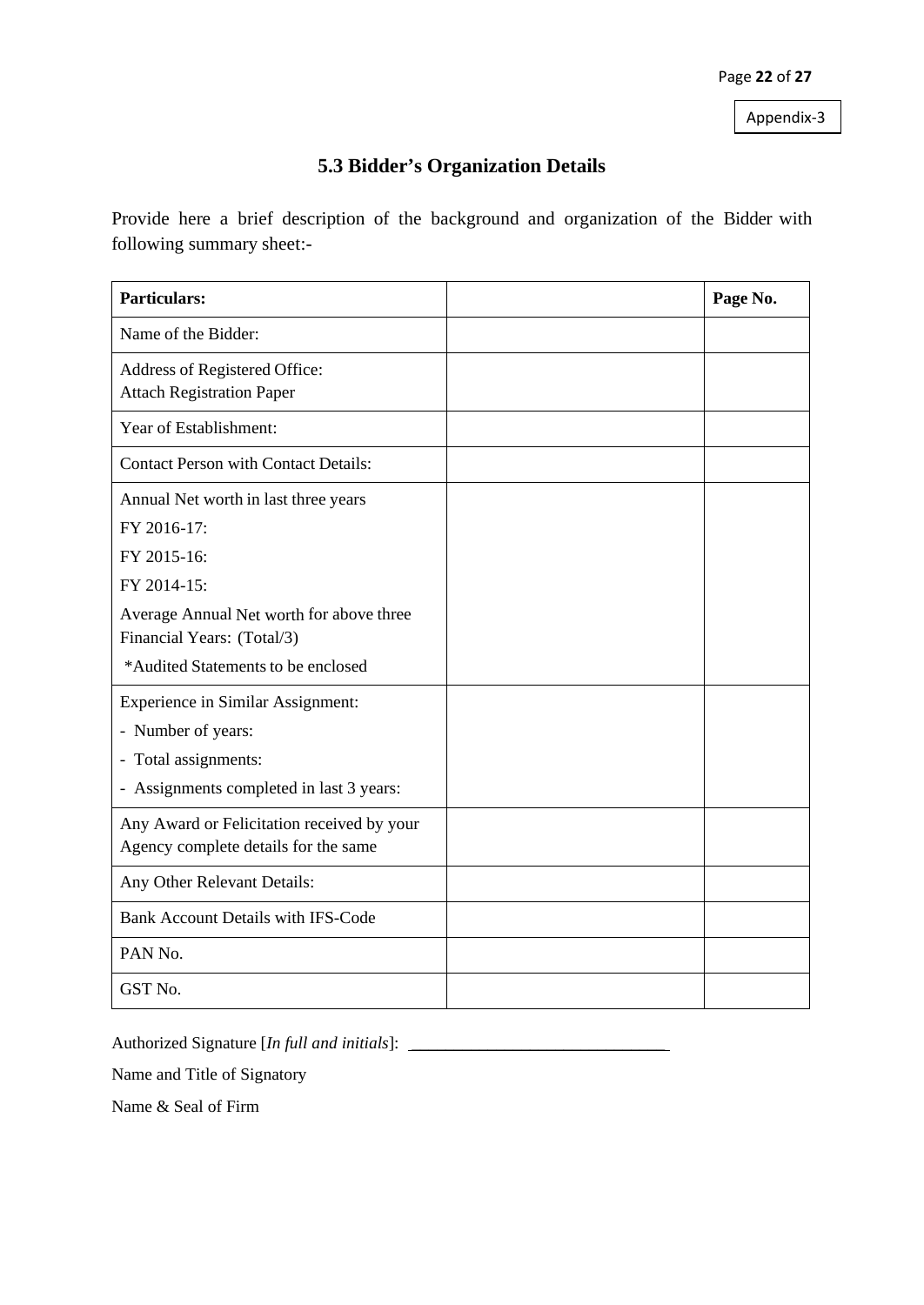Appendix-3

## 5.3 Bidder's Organization Details

Provide here a brief description of the background and organization of the Bidder with following summary sheet:-

| **Particulars:** | | **Page No.** |
|---|---|---|
| Name of the Bidder: | | |
| Address of Registered Office:<br>Attach Registration Paper | | |
| Year of Establishment: | | |
| Contact Person with Contact Details: | | |
| Annual Net worth in last three years<br>FY 2016-17:<br>FY 2015-16:<br>FY 2014-15:<br>Average Annual Net worth for above three Financial Years: (Total/3)<br>*Audited Statements to be enclosed | | |
| Experience in Similar Assignment:<br>- Number of years:<br>- Total assignments:<br>- Assignments completed in last 3 years: | | |
| Any Award or Felicitation received by your Agency complete details for the same | | |
| Any Other Relevant Details: | | |
| Bank Account Details with IFS-Code | | |
| PAN No. | | |
| GST No. | | |

Authorized Signature [*In full and initials*]: ______________________________

Name and Title of Signatory

Name & Seal of Firm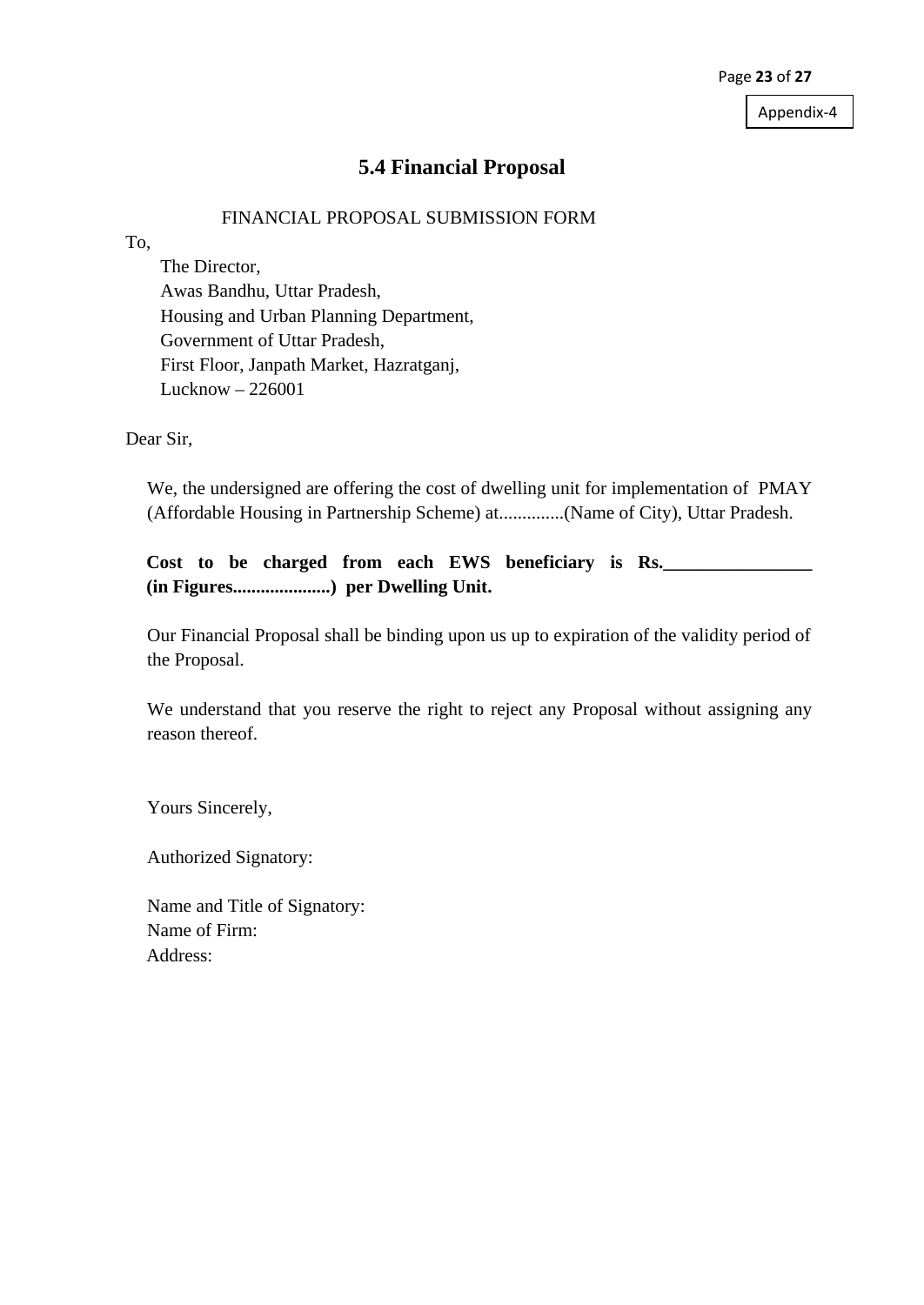Appendix-4

## 5.4 Financial Proposal

FINANCIAL PROPOSAL SUBMISSION FORM

To,

The Director,
Awas Bandhu, Uttar Pradesh,
Housing and Urban Planning Department,
Government of Uttar Pradesh,
First Floor, Janpath Market, Hazratganj,
Lucknow – 226001

Dear Sir,

We, the undersigned are offering the cost of dwelling unit for implementation of PMAY (Affordable Housing in Partnership Scheme) at.............(Name of City), Uttar Pradesh.

**Cost to be charged from each EWS beneficiary is Rs.________________ (in Figures.....................) per Dwelling Unit.**

Our Financial Proposal shall be binding upon us up to expiration of the validity period of the Proposal.

We understand that you reserve the right to reject any Proposal without assigning any reason thereof.

Yours Sincerely,

Authorized Signatory:

Name and Title of Signatory:
Name of Firm:
Address: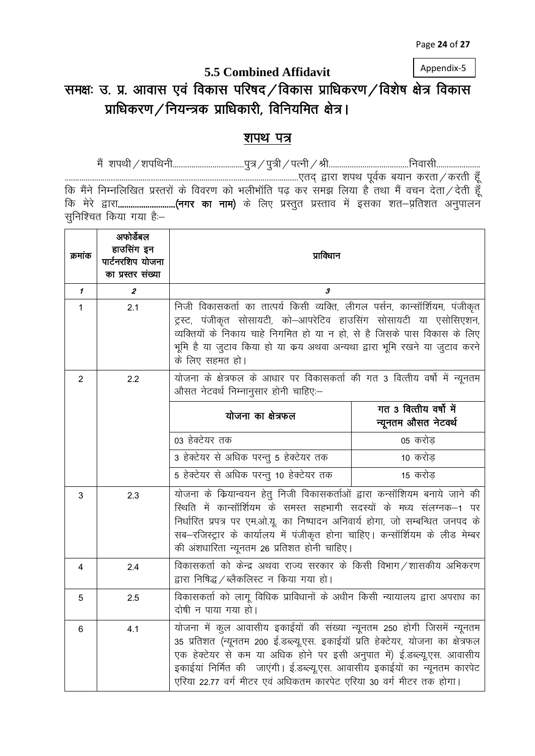Appendix-5

# 5.5 Combined Affidavit

## समक्षः उ. प्र. आवास एवं विकास परिषद / विकास प्राधिकरण / विशेष क्षेत्र विकास प्राधिकरण / नियन्त्रक प्राधिकारी, विनियमित क्षेत्र।

## शपथ पत्र

मैं शपथी / शपथिनी..................................पुत्र / पुत्री / पत्नी / श्री......................................निवासी..................... ..........................................................................................................एतद् द्वारा शपथ पूर्वक बयान करता / करती हूँ कि मैंने निम्नलिखित प्रस्तरों के विवरण को भलीभाँति पढ़ कर समझ लिया है तथा मैं वचन देता / देती हूँ कि मेरे द्वारा..........................**(नगर का नाम)** के लिए प्रस्तुत प्रस्ताव में इसका शत–प्रतिशत अनुपालन सुनिश्चित किया गया हैः–

| क्रमांक | अफोर्डेबल हाउसिंग इन पार्टनरशिप योजना का प्रस्तर संख्या | प्राविधान | |
|---|---|---|---|
| *1* | *2* | *3* | |
| 1 | 2.1 | निजी विकासकर्ता का तात्पर्य किसी व्यक्ति, लीगल पर्सन, कान्सॉर्शियम, पंजीकृत ट्रस्ट, पंजीकृत सोसायटी, को–आपरेटिव हाउसिंग सोसायटी या एसोसिएशन, व्यक्तियों के निकाय चाहे निगमित हो या न हो, से है जिसके पास विकास के लिए भूमि है या जुटाव किया हो या क्रय अथवा अन्यथा द्वारा भूमि रखने या जुटाव करने के लिए सहमत हो। | |
| 2 | 2.2 | योजना के क्षेत्रफल के आधार पर विकासकर्ता की गत 3 वित्तीय वर्षो में न्यूनतम औसत नेटवर्थ निम्नानुसार होनी चाहिएः– | |
| | | **योजना का क्षेत्रफल** | **गत 3 वित्तीय वर्षो में न्यूनतम औसत नेटवर्थ** |
| | | 03 हेक्टेयर तक | 05 करोड़ |
| | | 3 हेक्टेयर से अधिक परन्तु 5 हेक्टेयर तक | 10 करोड़ |
| | | 5 हेक्टेयर से अधिक परन्तु 10 हेक्टेयर तक | 15 करोड़ |
| 3 | 2.3 | योजना के क्रियान्वयन हेतु निजी विकासकर्ताओं द्वारा कन्सॉशियम बनाये जाने की स्थिति में कान्सॉर्शियम के समस्त सहभागी सदस्यों के मध्य संलग्नक–1 पर निर्धारित प्रपत्र पर एम.ओ.यू. का निष्पादन अनिवार्य होगा, जो सम्बन्धित जनपद के सब–रजिस्ट्रार के कार्यालय में पंजीकृत होना चाहिए। कन्सॉर्शियम के लीड मेम्बर की अंशधारिता न्यूनतम 26 प्रतिशत होनी चाहिए। | |
| 4 | 2.4 | विकासकर्ता को केन्द्र अथवा राज्य सरकार के किसी विभाग / शासकीय अभिकरण द्वारा निषिद्ध / ब्लैकलिस्ट न किया गया हो। | |
| 5 | 2.5 | विकासकर्ता को लागू विधिक प्राविधानों के अधीन किसी न्यायालय द्वारा अपराध का दोषी न पाया गया हो। | |
| 6 | 4.1 | योजना में कुल आवासीय इकाईयों की संख्या न्यूनतम 250 होगी जिसमें न्यूनतम 35 प्रतिशत (न्यूनतम 200 ई.डब्ल्यू.एस. इकाईयॉ प्रति हेक्टेयर, योजना का क्षेत्रफल एक हेक्टेयर से कम या अधिक होने पर इसी अनुपात में) ई.डब्ल्यू.एस. आवासीय इकाईयां निर्मित की जाएंगी। ई.डब्ल्यू.एस. आवासीय इकाईयों का न्यूनतम कारपेट एरिया 22.77 वर्ग मीटर एवं अधिकतम कारपेट एरिया 30 वर्ग मीटर तक होगा। | |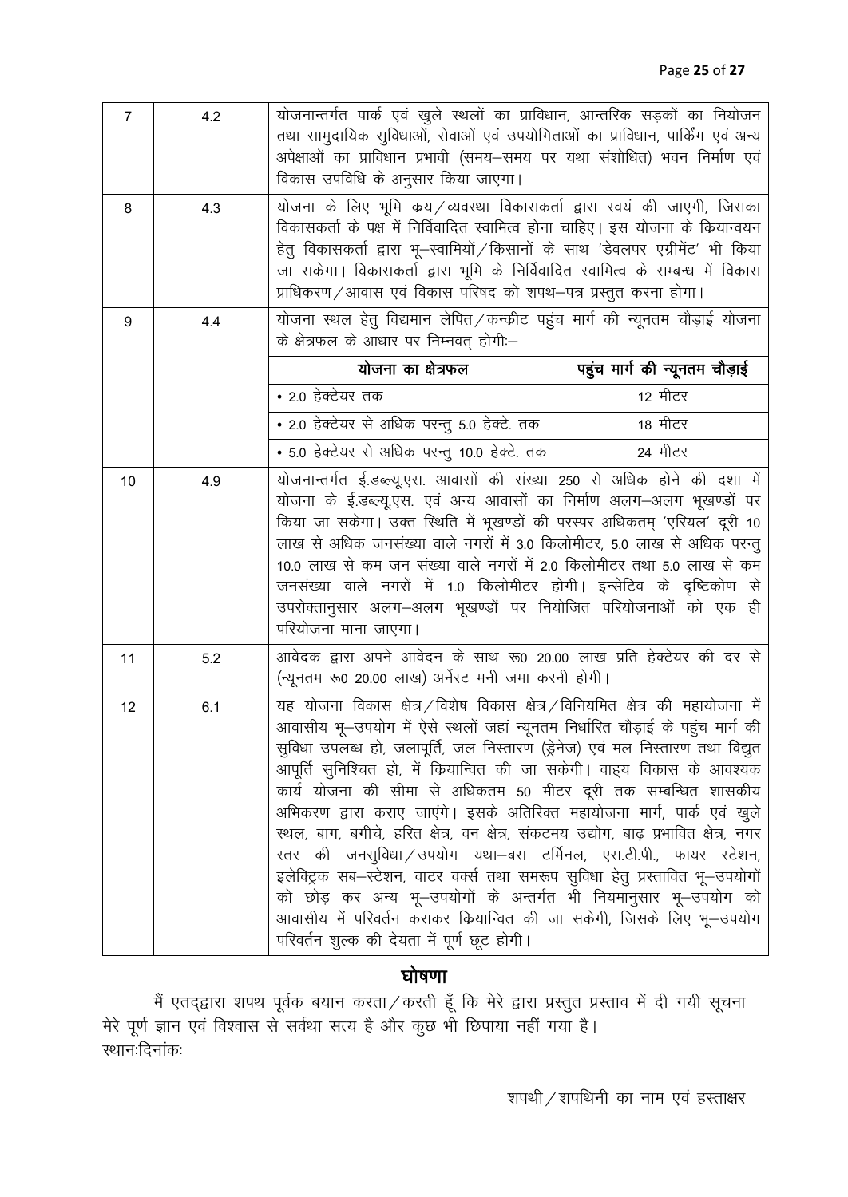| 7 | 4.2 | योजनान्तर्गत पार्क एवं खुले स्थलों का प्राविधान, आन्तरिक सड़कों का नियोजन तथा सामुदायिक सुविधाओं, सेवाओं एवं उपयोगिताओं का प्राविधान, पार्किंग एवं अन्य अपेक्षाओं का प्राविधान प्रभावी (समय–समय पर यथा संशोधित) भवन निर्माण एवं विकास उपविधि के अनुसार किया जाएगा। |
|---|---|---|
| 8 | 4.3 | योजना के लिए भूमि क्रय/व्यवस्था विकासकर्ता द्वारा स्वयं की जाएगी, जिसका विकासकर्ता के पक्ष में निर्विवादित स्वामित्व होना चाहिए। इस योजना के क्रियान्वयन हेतु विकासकर्ता द्वारा भू–स्वामियों/किसानों के साथ 'डेवलपर एग्रीमेंट' भी किया जा सकेगा। विकासकर्ता द्वारा भूमि के निर्विवादित स्वामित्व के सम्बन्ध में विकास प्राधिकरण/आवास एवं विकास परिषद को शपथ–पत्र प्रस्तुत करना होगा। |
| 9 | 4.4 | योजना स्थल हेतु विद्यमान लेपित/कन्क्रीट पहुंच मार्ग की न्यूनतम चौड़ाई योजना के क्षेत्रफल के आधार पर निम्नवत् होगी:–<br><br>**योजना का क्षेत्रफल** — **पहुंच मार्ग की न्यूनतम चौड़ाई**<br>• 2.0 हेक्टेयर तक — 12 मीटर<br>• 2.0 हेक्टेयर से अधिक परन्तु 5.0 हेक्टे. तक — 18 मीटर<br>• 5.0 हेक्टेयर से अधिक परन्तु 10.0 हेक्टे. तक — 24 मीटर |
| 10 | 4.9 | योजनान्तर्गत ई.डब्ल्यू.एस. आवासों की संख्या 250 से अधिक होने की दशा में योजना के ई.डब्ल्यू.एस. एवं अन्य आवासों का निर्माण अलग–अलग भूखण्डों पर किया जा सकेगा। उक्त स्थिति में भूखण्डों की परस्पर अधिकतम् 'एरियल' दूरी 10 लाख से अधिक जनसंख्या वाले नगरों में 3.0 किलोमीटर, 5.0 लाख से अधिक परन्तु 10.0 लाख से कम जन संख्या वाले नगरों में 2.0 किलोमीटर तथा 5.0 लाख से कम जनसंख्या वाले नगरों में 1.0 किलोमीटर होगी। इन्सेटिव के दृष्टिकोण से उपरोक्तानुसार अलग–अलग भूखण्डों पर नियोजित परियोजनाओं को एक ही परियोजना माना जाएगा। |
| 11 | 5.2 | आवेदक द्वारा अपने आवेदन के साथ रू0 20.00 लाख प्रति हेक्टेयर की दर से (न्यूनतम रू0 20.00 लाख) अर्नेस्ट मनी जमा करनी होगी। |
| 12 | 6.1 | यह योजना विकास क्षेत्र/विशेष विकास क्षेत्र/विनियमित क्षेत्र की महायोजना में आवासीय भू–उपयोग में ऐसे स्थलों जहां न्यूनतम निर्धारित चौड़ाई के पहुंच मार्ग की सुविधा उपलब्ध हो, जलापूर्ति, जल निस्तारण (ड्रेनेज) एवं मल निस्तारण तथा विद्युत आपूर्ति सुनिश्चित हो, में क्रियान्वित की जा सकेगी। वाह्य विकास के आवश्यक कार्य योजना की सीमा से अधिकतम 50 मीटर दूरी तक सम्बन्धित शासकीय अभिकरण द्वारा कराए जाएंगे। इसके अतिरिक्त महायोजना मार्ग, पार्क एवं खुले स्थल, बाग, बगीचे, हरित क्षेत्र, वन क्षेत्र, संकटमय उद्योग, बाढ़ प्रभावित क्षेत्र, नगर स्तर की जनसुविधा/उपयोग यथा–बस टर्मिनल, एस.टी.पी., फायर स्टेशन, इलेक्ट्रिक सब–स्टेशन, वाटर वर्क्स तथा समरूप सुविधा हेतु प्रस्तावित भू–उपयोगों को छोड़ कर अन्य भू–उपयोगों के अन्तर्गत भी नियमानुसार भू–उपयोग को आवासीय में परिवर्तन कराकर क्रियान्वित की जा सकेगी, जिसके लिए भू–उपयोग परिवर्तन शुल्क की देयता में पूर्ण छूट होगी। |

## घोषणा

मैं एतद्द्वारा शपथ पूर्वक बयान करता/करती हूँ कि मेरे द्वारा प्रस्तुत प्रस्ताव में दी गयी सूचना मेरे पूर्ण ज्ञान एवं विश्वास से सर्वथा सत्य है और कुछ भी छिपाया नहीं गया है।

स्थान:दिनांक:

शपथी/शपथिनी का नाम एवं हस्ताक्षर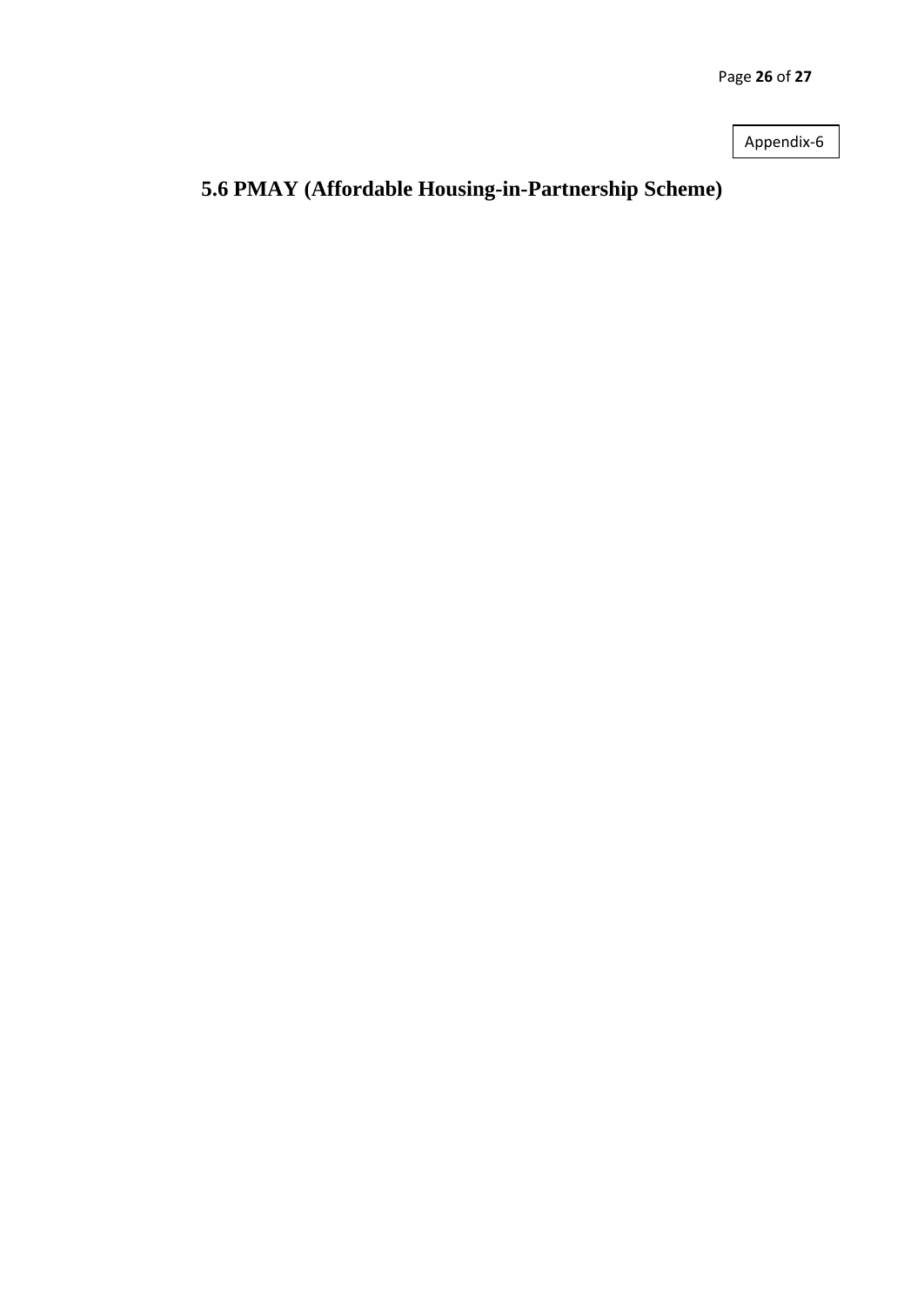Appendix-6

# 5.6 PMAY (Affordable Housing-in-Partnership Scheme)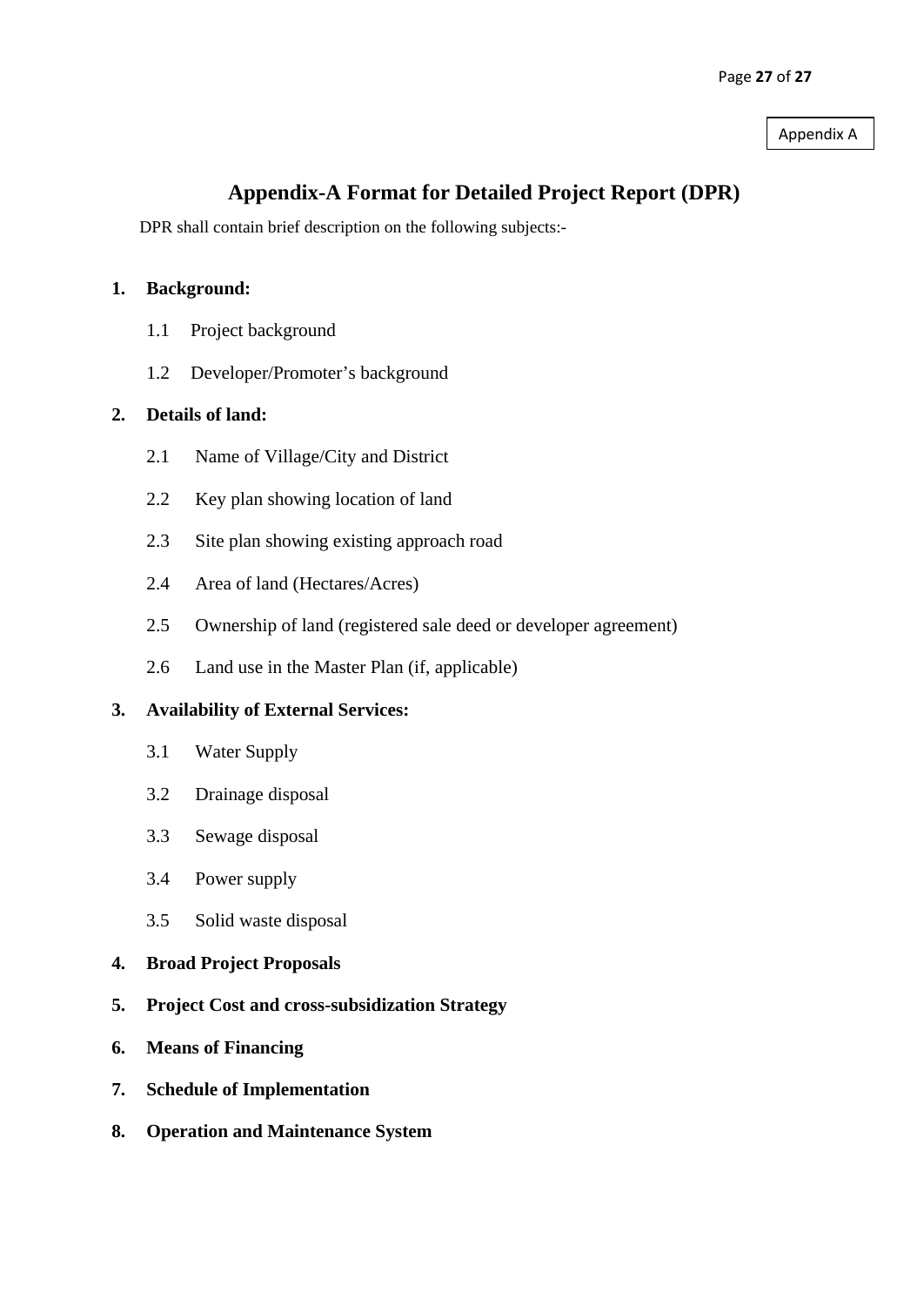Appendix A

# Appendix-A Format for Detailed Project Report (DPR)

DPR shall contain brief description on the following subjects:-

1. **Background:**
   - 1.1 Project background
   - 1.2 Developer/Promoter's background
2. **Details of land:**
   - 2.1 Name of Village/City and District
   - 2.2 Key plan showing location of land
   - 2.3 Site plan showing existing approach road
   - 2.4 Area of land (Hectares/Acres)
   - 2.5 Ownership of land (registered sale deed or developer agreement)
   - 2.6 Land use in the Master Plan (if, applicable)
3. **Availability of External Services:**
   - 3.1 Water Supply
   - 3.2 Drainage disposal
   - 3.3 Sewage disposal
   - 3.4 Power supply
   - 3.5 Solid waste disposal
4. **Broad Project Proposals**
5. **Project Cost and cross-subsidization Strategy**
6. **Means of Financing**
7. **Schedule of Implementation**
8. **Operation and Maintenance System**